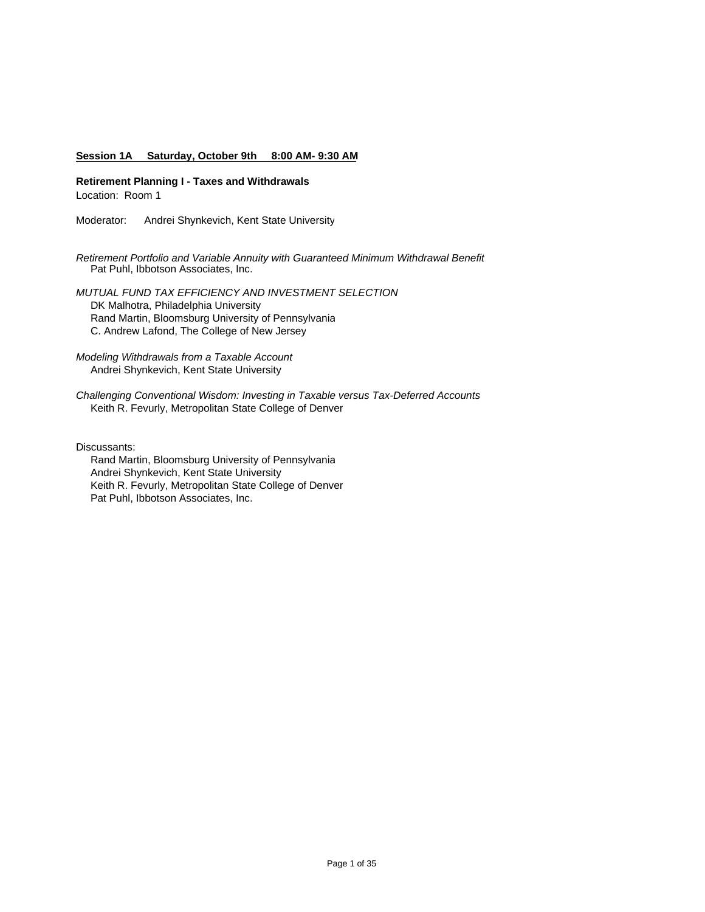**Session 1A Saturday, October 9th 8:00 AM- 9:30 AM**

**Retirement Planning I - Taxes and Withdrawals**
Location: Room 1

Moderator: Andrei Shynkevich, Kent State University

*Retirement Portfolio and Variable Annuity with Guaranteed Minimum Withdrawal Benefit*
Pat Puhl, Ibbotson Associates, Inc.

*MUTUAL FUND TAX EFFICIENCY AND INVESTMENT SELECTION*
DK Malhotra, Philadelphia University
Rand Martin, Bloomsburg University of Pennsylvania
C. Andrew Lafond, The College of New Jersey

*Modeling Withdrawals from a Taxable Account*
Andrei Shynkevich, Kent State University

*Challenging Conventional Wisdom: Investing in Taxable versus Tax-Deferred Accounts*
Keith R. Fevurly, Metropolitan State College of Denver

Discussants:
Rand Martin, Bloomsburg University of Pennsylvania
Andrei Shynkevich, Kent State University
Keith R. Fevurly, Metropolitan State College of Denver
Pat Puhl, Ibbotson Associates, Inc.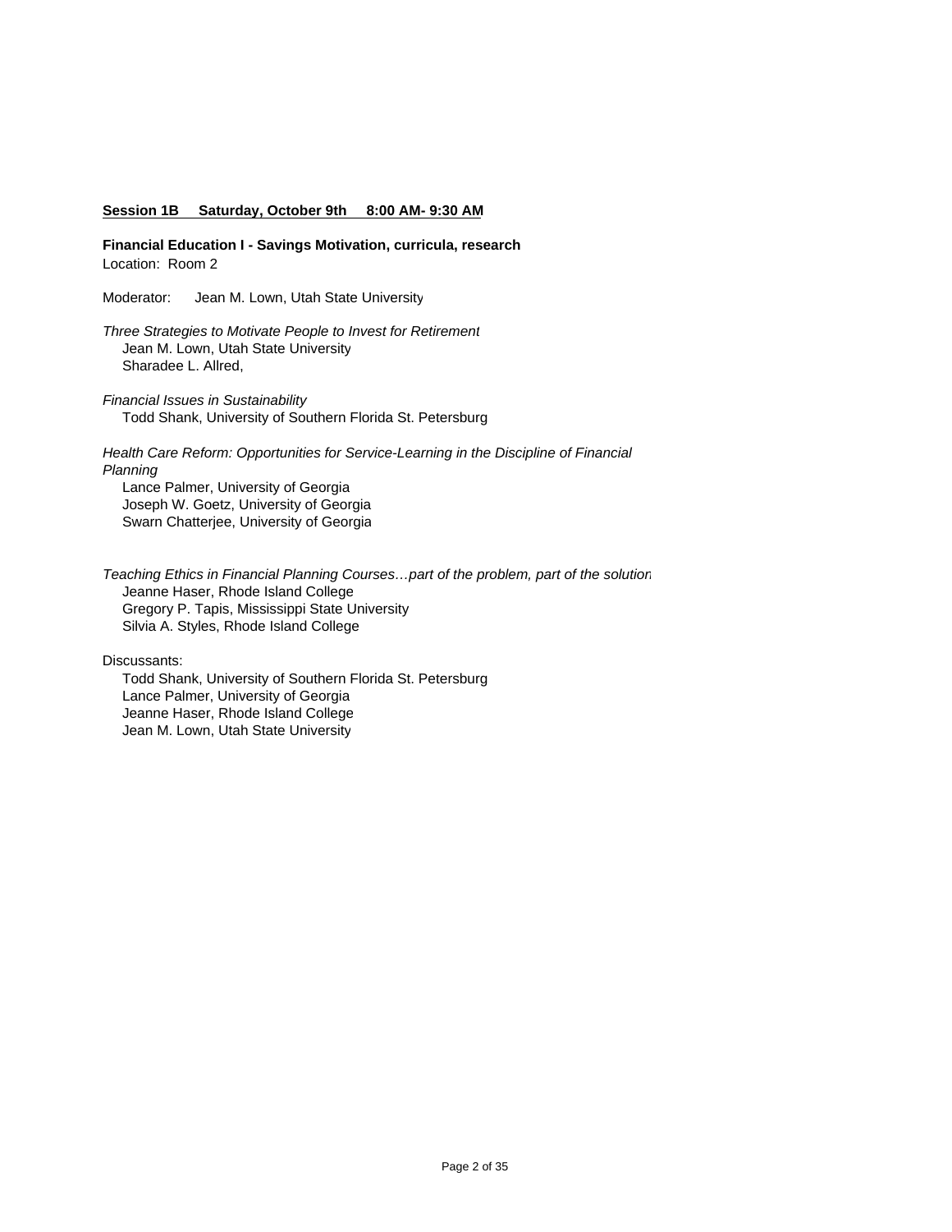**Session 1B  Saturday, October 9th  8:00 AM- 9:30 AM**

**Financial Education I - Savings Motivation, curricula, research**

Location: Room 2

Moderator: Jean M. Lown, Utah State University

*Three Strategies to Motivate People to Invest for Retirement*
Jean M. Lown, Utah State University
Sharadee L. Allred,

*Financial Issues in Sustainability*
Todd Shank, University of Southern Florida St. Petersburg

*Health Care Reform: Opportunities for Service-Learning in the Discipline of Financial Planning*
Lance Palmer, University of Georgia
Joseph W. Goetz, University of Georgia
Swarn Chatterjee, University of Georgia

*Teaching Ethics in Financial Planning Courses…part of the problem, part of the solution*
Jeanne Haser, Rhode Island College
Gregory P. Tapis, Mississippi State University
Silvia A. Styles, Rhode Island College

Discussants:
Todd Shank, University of Southern Florida St. Petersburg
Lance Palmer, University of Georgia
Jeanne Haser, Rhode Island College
Jean M. Lown, Utah State University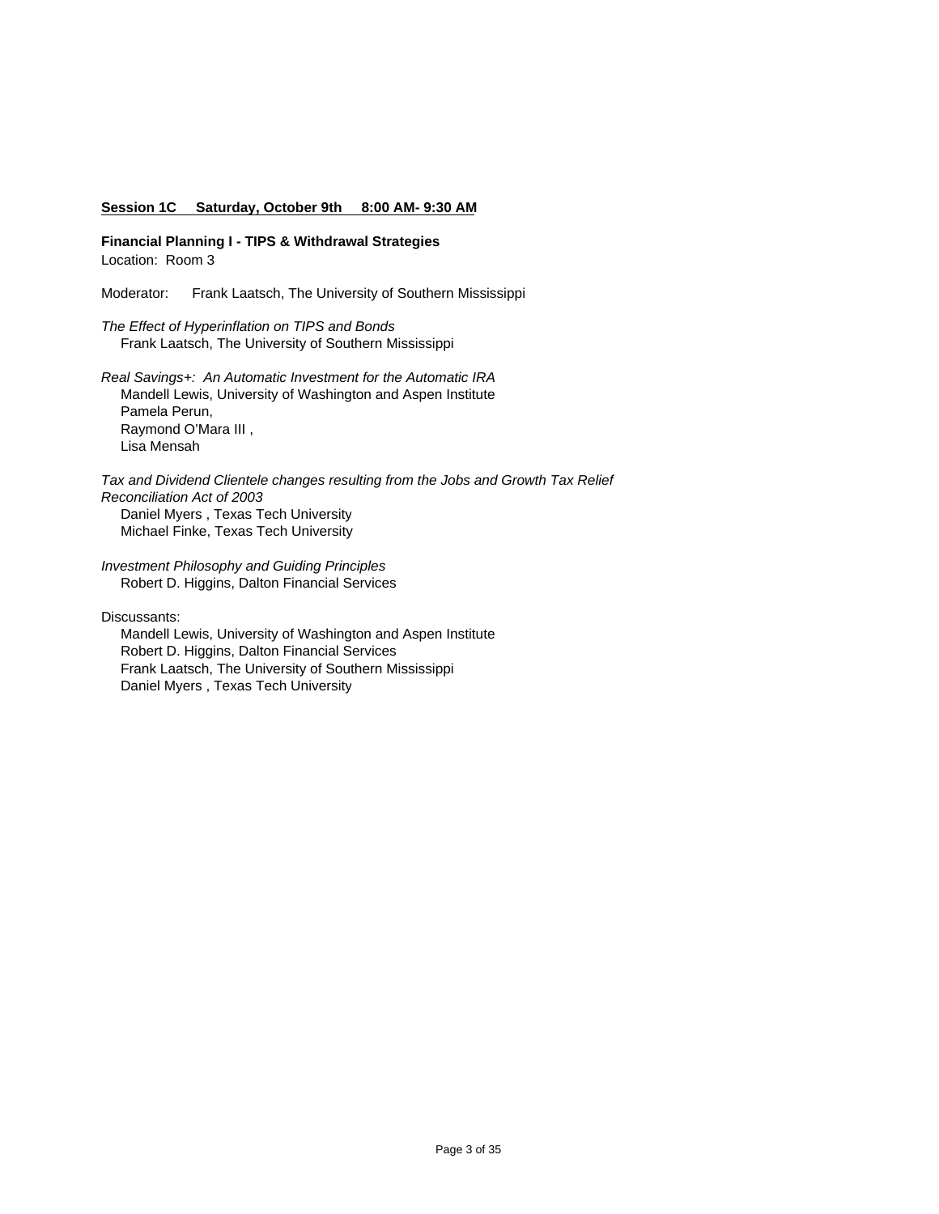**Session 1C Saturday, October 9th 8:00 AM- 9:30 AM**

**Financial Planning I - TIPS & Withdrawal Strategies**

Location: Room 3

Moderator: Frank Laatsch, The University of Southern Mississippi

*The Effect of Hyperinflation on TIPS and Bonds*

Frank Laatsch, The University of Southern Mississippi

*Real Savings+: An Automatic Investment for the Automatic IRA*

Mandell Lewis, University of Washington and Aspen Institute
Pamela Perun,
Raymond O'Mara III ,
Lisa Mensah

*Tax and Dividend Clientele changes resulting from the Jobs and Growth Tax Relief Reconciliation Act of 2003*

Daniel Myers , Texas Tech University
Michael Finke, Texas Tech University

*Investment Philosophy and Guiding Principles*

Robert D. Higgins, Dalton Financial Services

Discussants:

Mandell Lewis, University of Washington and Aspen Institute
Robert D. Higgins, Dalton Financial Services
Frank Laatsch, The University of Southern Mississippi
Daniel Myers , Texas Tech University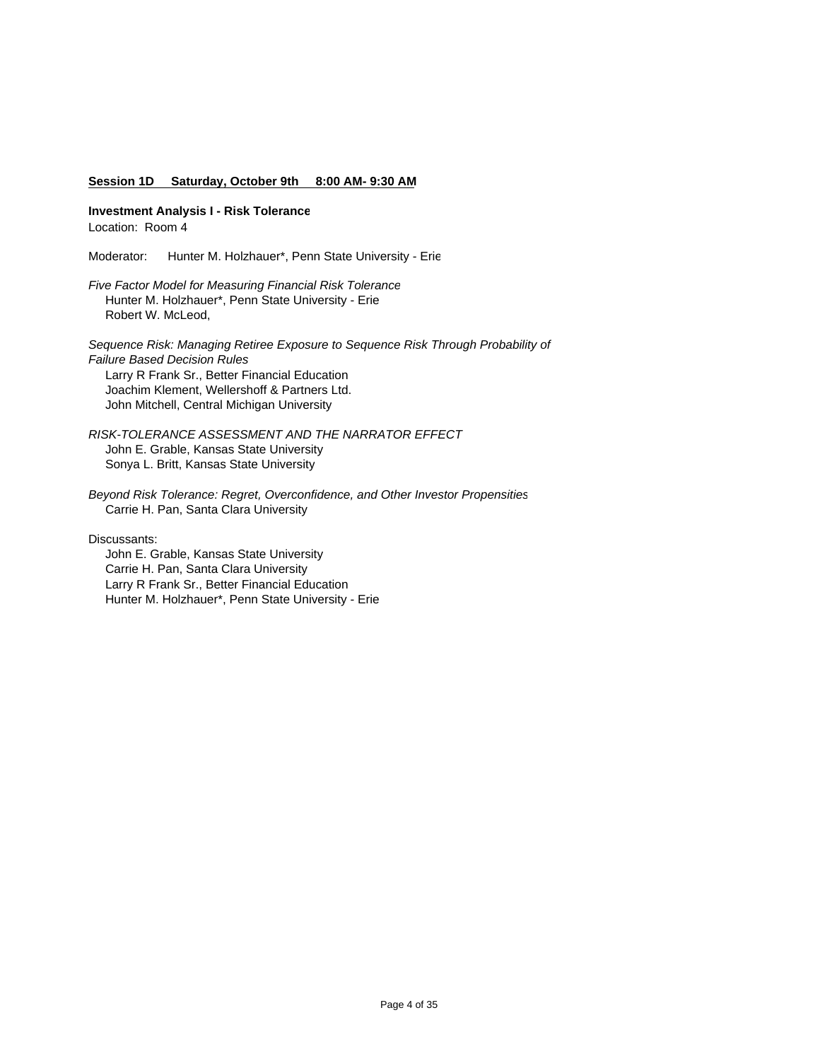**Session 1D Saturday, October 9th 8:00 AM- 9:30 AM**

**Investment Analysis I - Risk Tolerance**
Location: Room 4

Moderator: Hunter M. Holzhauer*, Penn State University - Erie

*Five Factor Model for Measuring Financial Risk Tolerance*
Hunter M. Holzhauer*, Penn State University - Erie
Robert W. McLeod,

*Sequence Risk: Managing Retiree Exposure to Sequence Risk Through Probability of Failure Based Decision Rules*
Larry R Frank Sr., Better Financial Education
Joachim Klement, Wellershoff & Partners Ltd.
John Mitchell, Central Michigan University

*RISK-TOLERANCE ASSESSMENT AND THE NARRATOR EFFECT*
John E. Grable, Kansas State University
Sonya L. Britt, Kansas State University

*Beyond Risk Tolerance: Regret, Overconfidence, and Other Investor Propensities*
Carrie H. Pan, Santa Clara University

Discussants:
John E. Grable, Kansas State University
Carrie H. Pan, Santa Clara University
Larry R Frank Sr., Better Financial Education
Hunter M. Holzhauer*, Penn State University - Erie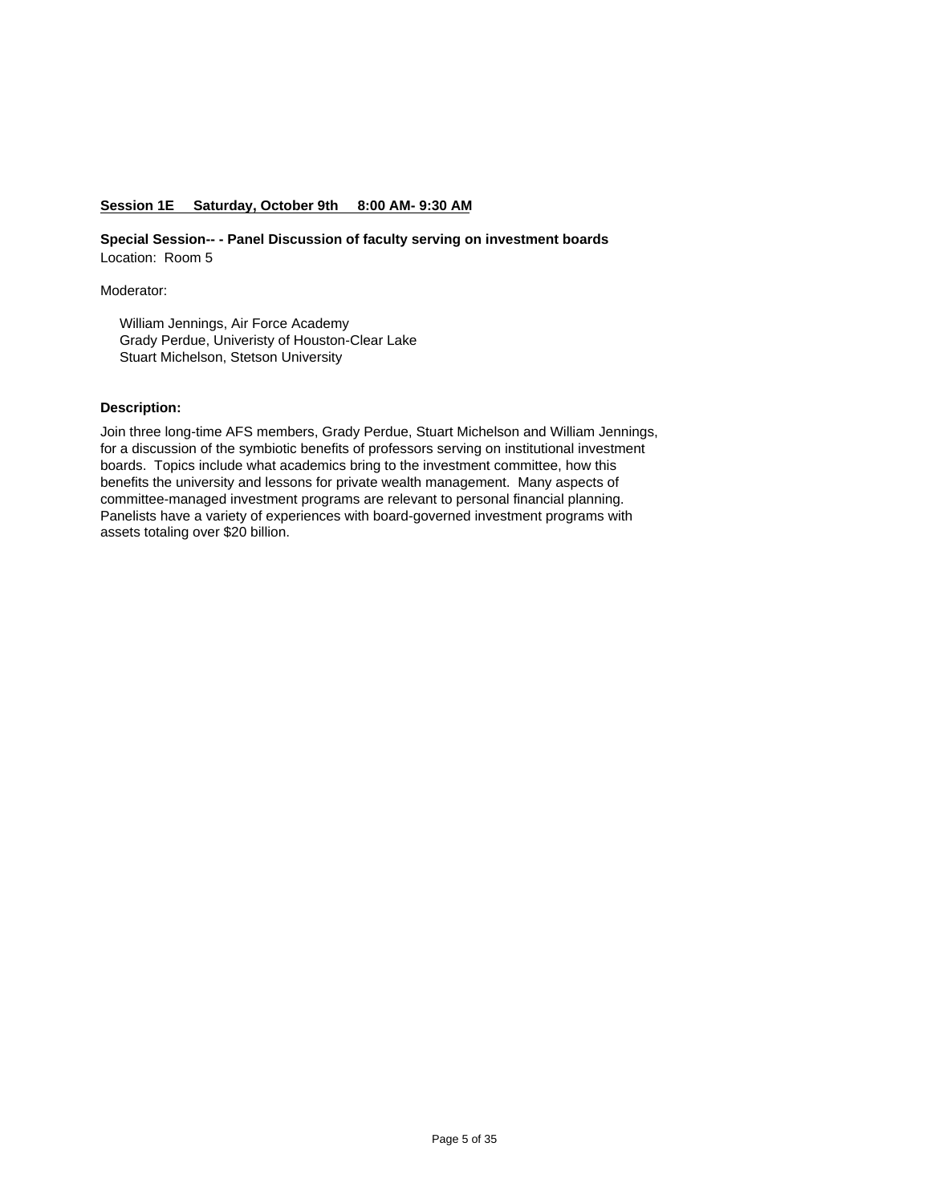**Session 1E Saturday, October 9th 8:00 AM- 9:30 AM**

**Special Session-- - Panel Discussion of faculty serving on investment boards**
Location: Room 5

Moderator:

William Jennings, Air Force Academy
Grady Perdue, Univeristy of Houston-Clear Lake
Stuart Michelson, Stetson University

**Description:**

Join three long-time AFS members, Grady Perdue, Stuart Michelson and William Jennings, for a discussion of the symbiotic benefits of professors serving on institutional investment boards. Topics include what academics bring to the investment committee, how this benefits the university and lessons for private wealth management. Many aspects of committee-managed investment programs are relevant to personal financial planning. Panelists have a variety of experiences with board-governed investment programs with assets totaling over $20 billion.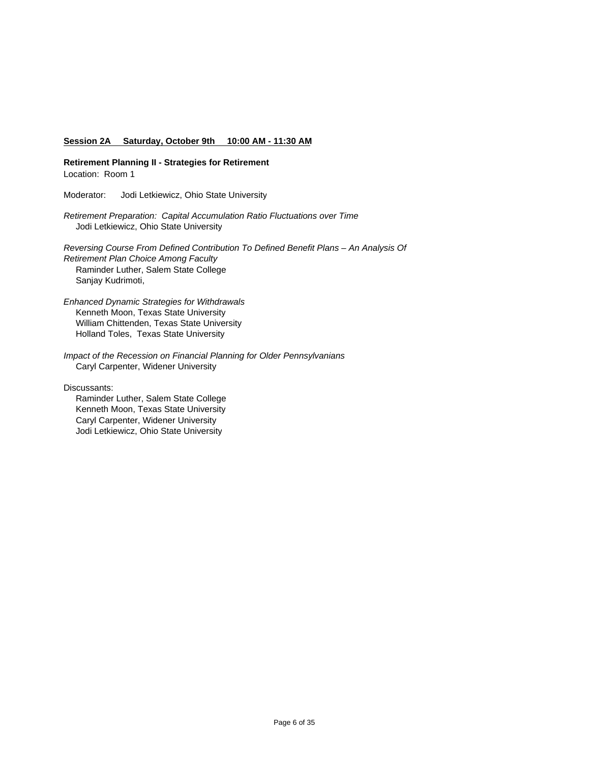**Session 2A Saturday, October 9th 10:00 AM - 11:30 AM**

**Retirement Planning II - Strategies for Retirement**
Location: Room 1

Moderator: Jodi Letkiewicz, Ohio State University

*Retirement Preparation: Capital Accumulation Ratio Fluctuations over Time*
Jodi Letkiewicz, Ohio State University

*Reversing Course From Defined Contribution To Defined Benefit Plans – An Analysis Of Retirement Plan Choice Among Faculty*
Raminder Luther, Salem State College
Sanjay Kudrimoti,

*Enhanced Dynamic Strategies for Withdrawals*
Kenneth Moon, Texas State University
William Chittenden, Texas State University
Holland Toles, Texas State University

*Impact of the Recession on Financial Planning for Older Pennsylvanians*
Caryl Carpenter, Widener University

Discussants:
Raminder Luther, Salem State College
Kenneth Moon, Texas State University
Caryl Carpenter, Widener University
Jodi Letkiewicz, Ohio State University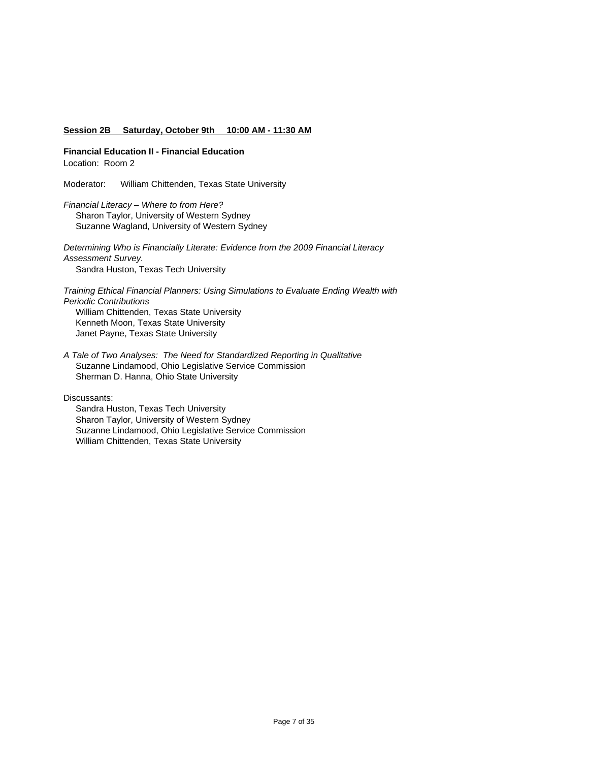**Session 2B Saturday, October 9th 10:00 AM - 11:30 AM**

**Financial Education II - Financial Education**

Location: Room 2

Moderator: William Chittenden, Texas State University

*Financial Literacy – Where to from Here?*

Sharon Taylor, University of Western Sydney
Suzanne Wagland, University of Western Sydney

*Determining Who is Financially Literate: Evidence from the 2009 Financial Literacy Assessment Survey.*

Sandra Huston, Texas Tech University

*Training Ethical Financial Planners: Using Simulations to Evaluate Ending Wealth with Periodic Contributions*

William Chittenden, Texas State University
Kenneth Moon, Texas State University
Janet Payne, Texas State University

*A Tale of Two Analyses: The Need for Standardized Reporting in Qualitative*

Suzanne Lindamood, Ohio Legislative Service Commission
Sherman D. Hanna, Ohio State University

Discussants:

Sandra Huston, Texas Tech University
Sharon Taylor, University of Western Sydney
Suzanne Lindamood, Ohio Legislative Service Commission
William Chittenden, Texas State University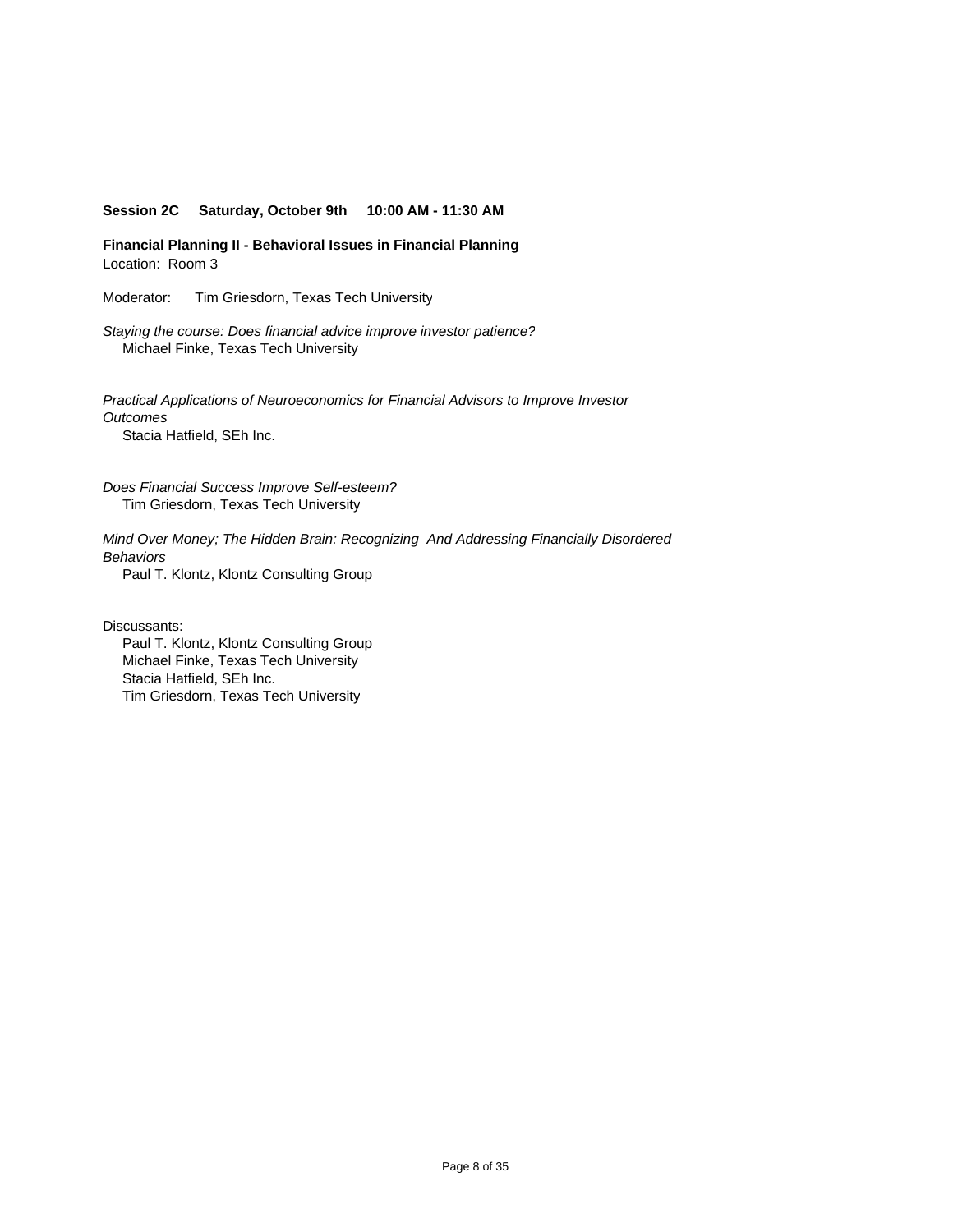**Session 2C Saturday, October 9th 10:00 AM - 11:30 AM**

**Financial Planning II - Behavioral Issues in Financial Planning**
Location: Room 3

Moderator: Tim Griesdorn, Texas Tech University

*Staying the course: Does financial advice improve investor patience?*
Michael Finke, Texas Tech University

*Practical Applications of Neuroeconomics for Financial Advisors to Improve Investor Outcomes*
Stacia Hatfield, SEh Inc.

*Does Financial Success Improve Self-esteem?*
Tim Griesdorn, Texas Tech University

*Mind Over Money; The Hidden Brain: Recognizing And Addressing Financially Disordered Behaviors*
Paul T. Klontz, Klontz Consulting Group

Discussants:
Paul T. Klontz, Klontz Consulting Group
Michael Finke, Texas Tech University
Stacia Hatfield, SEh Inc.
Tim Griesdorn, Texas Tech University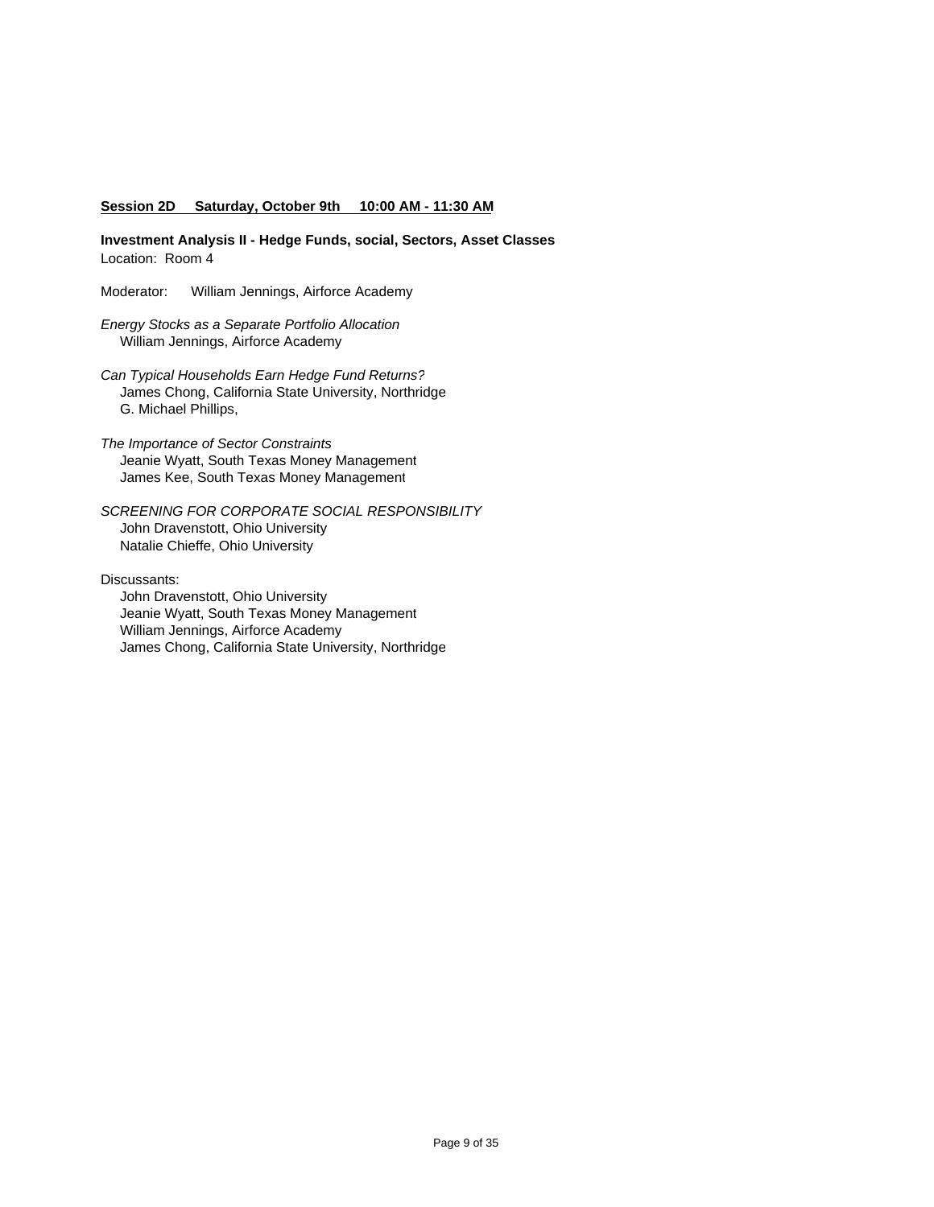**Session 2D     Saturday, October 9th     10:00 AM - 11:30 AM**

**Investment Analysis II - Hedge Funds, social, Sectors, Asset Classes**
Location: Room 4

Moderator: William Jennings, Airforce Academy

*Energy Stocks as a Separate Portfolio Allocation*
William Jennings, Airforce Academy

*Can Typical Households Earn Hedge Fund Returns?*
James Chong, California State University, Northridge
G. Michael Phillips,

*The Importance of Sector Constraints*
Jeanie Wyatt, South Texas Money Management
James Kee, South Texas Money Management

*SCREENING FOR CORPORATE SOCIAL RESPONSIBILITY*
John Dravenstott, Ohio University
Natalie Chieffe, Ohio University

Discussants:
John Dravenstott, Ohio University
Jeanie Wyatt, South Texas Money Management
William Jennings, Airforce Academy
James Chong, California State University, Northridge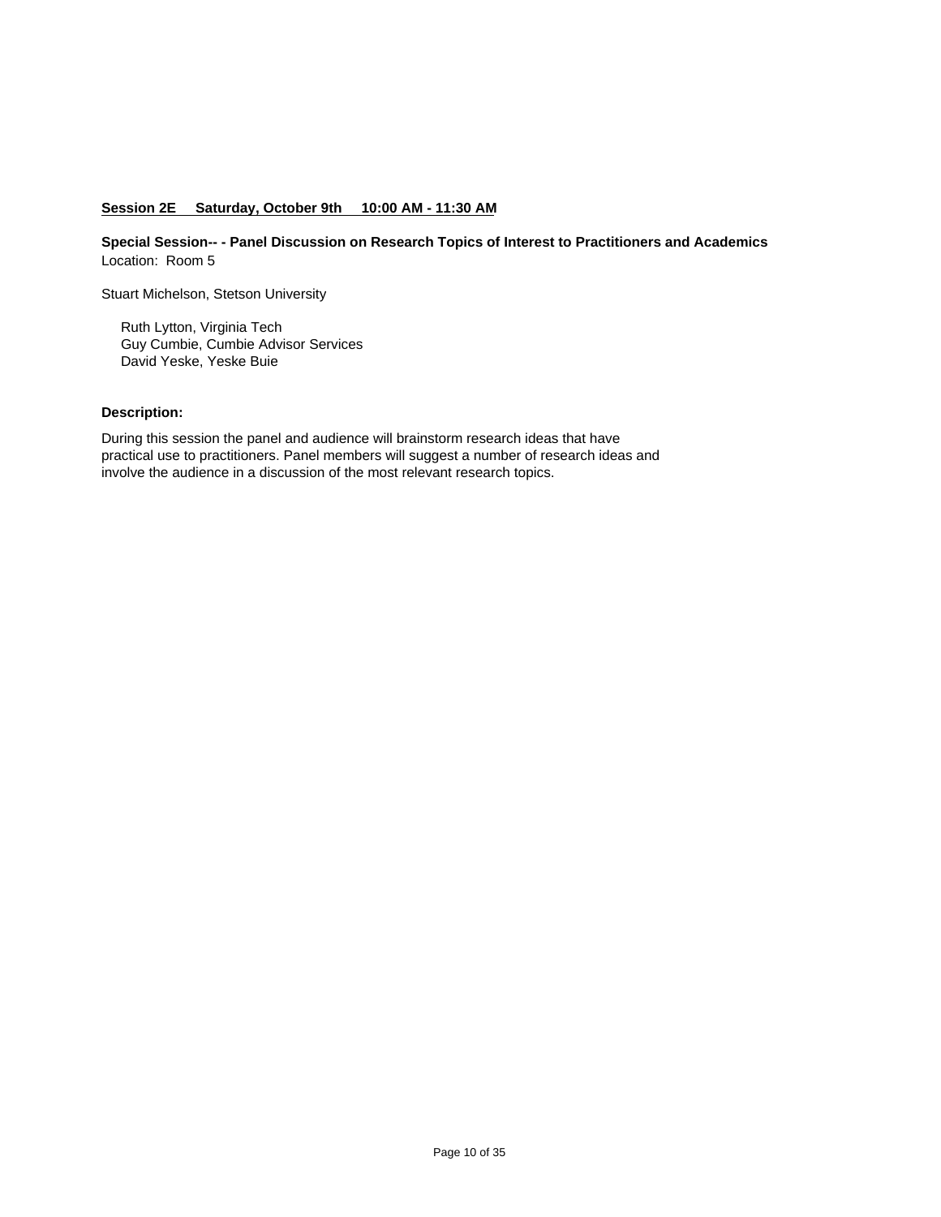**Session 2E Saturday, October 9th 10:00 AM - 11:30 AM**

**Special Session-- - Panel Discussion on Research Topics of Interest to Practitioners and Academics**
Location: Room 5

Stuart Michelson, Stetson University

Ruth Lytton, Virginia Tech
Guy Cumbie, Cumbie Advisor Services
David Yeske, Yeske Buie

**Description:**

During this session the panel and audience will brainstorm research ideas that have practical use to practitioners. Panel members will suggest a number of research ideas and involve the audience in a discussion of the most relevant research topics.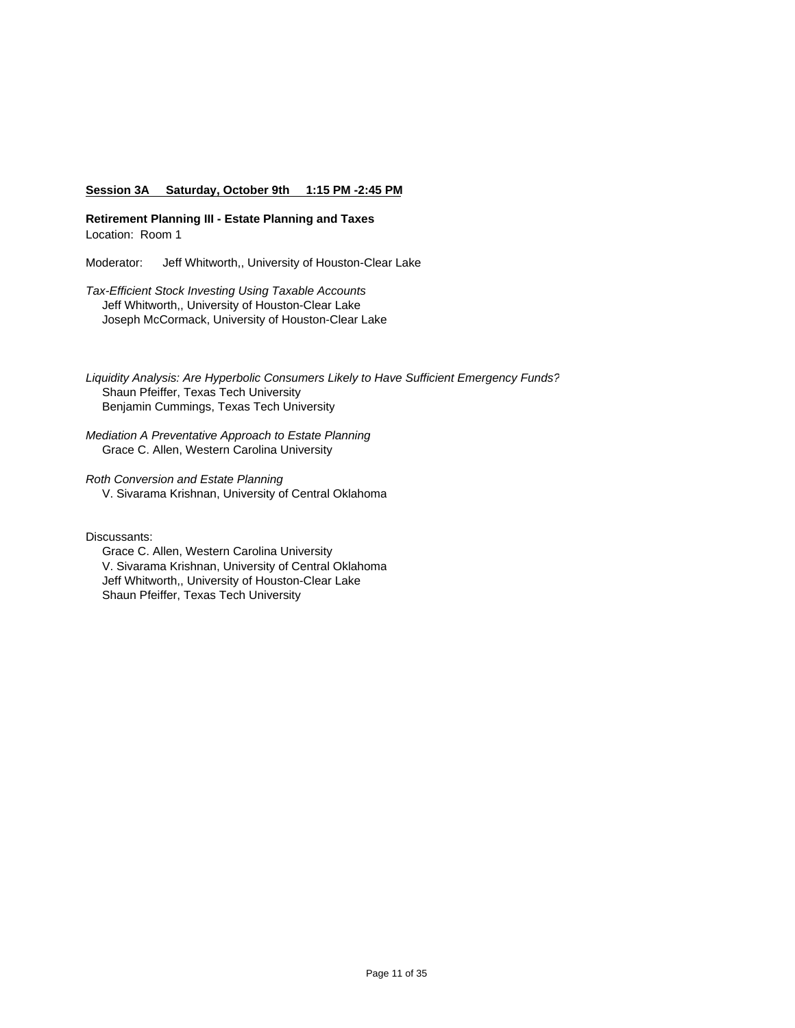**Session 3A Saturday, October 9th 1:15 PM -2:45 PM**

**Retirement Planning III - Estate Planning and Taxes**

Location: Room 1

Moderator: Jeff Whitworth,, University of Houston-Clear Lake

*Tax-Efficient Stock Investing Using Taxable Accounts*
Jeff Whitworth,, University of Houston-Clear Lake
Joseph McCormack, University of Houston-Clear Lake

*Liquidity Analysis: Are Hyperbolic Consumers Likely to Have Sufficient Emergency Funds?*
Shaun Pfeiffer, Texas Tech University
Benjamin Cummings, Texas Tech University

*Mediation A Preventative Approach to Estate Planning*
Grace C. Allen, Western Carolina University

*Roth Conversion and Estate Planning*
V. Sivarama Krishnan, University of Central Oklahoma

Discussants:
Grace C. Allen, Western Carolina University
V. Sivarama Krishnan, University of Central Oklahoma
Jeff Whitworth,, University of Houston-Clear Lake
Shaun Pfeiffer, Texas Tech University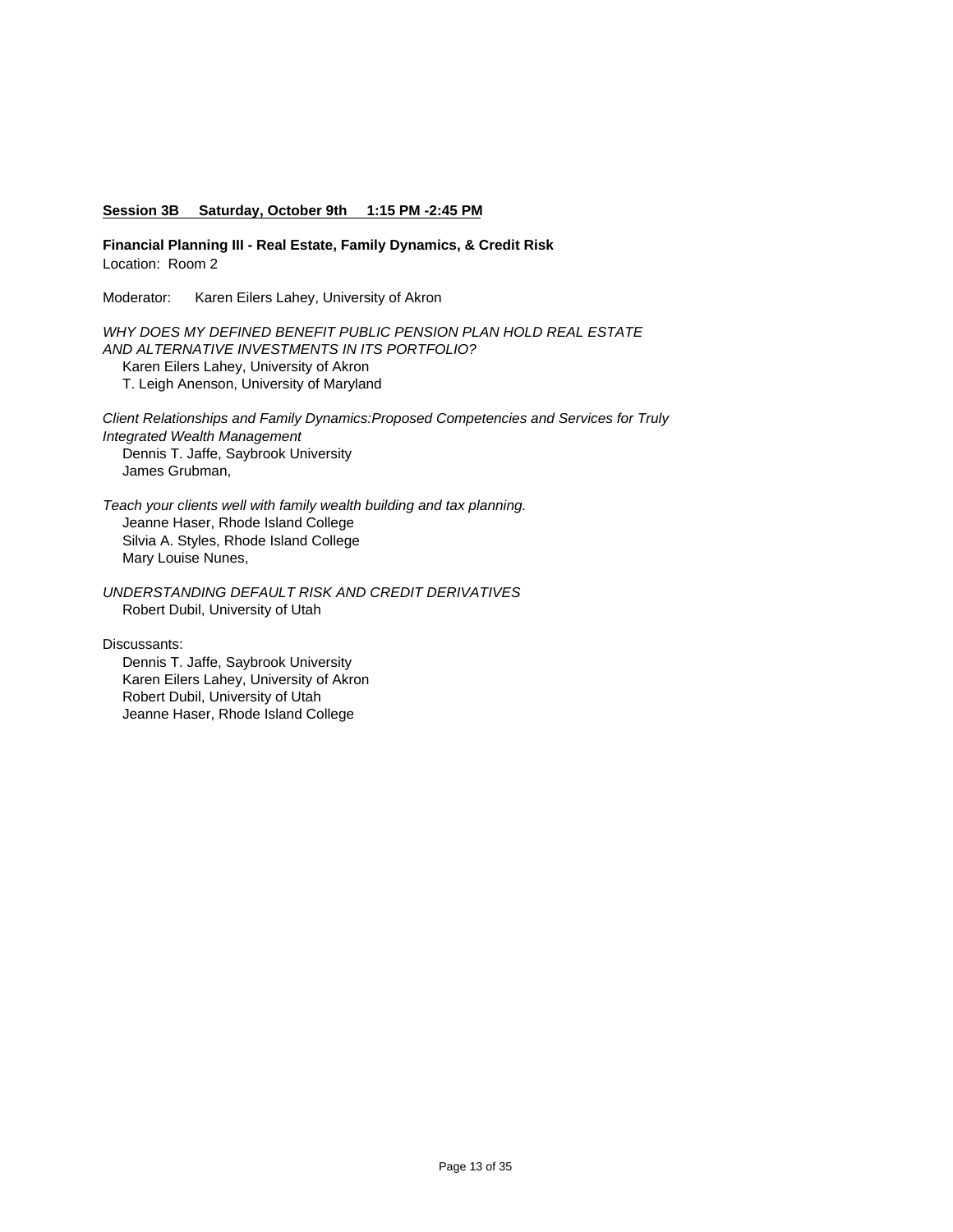**Session 3B Saturday, October 9th 1:15 PM -2:45 PM**

**Financial Planning III - Real Estate, Family Dynamics, & Credit Risk**
Location: Room 2

Moderator: Karen Eilers Lahey, University of Akron

*WHY DOES MY DEFINED BENEFIT PUBLIC PENSION PLAN HOLD REAL ESTATE AND ALTERNATIVE INVESTMENTS IN ITS PORTFOLIO?*
Karen Eilers Lahey, University of Akron
T. Leigh Anenson, University of Maryland

*Client Relationships and Family Dynamics:Proposed Competencies and Services for Truly Integrated Wealth Management*
Dennis T. Jaffe, Saybrook University
James Grubman,

*Teach your clients well with family wealth building and tax planning.*
Jeanne Haser, Rhode Island College
Silvia A. Styles, Rhode Island College
Mary Louise Nunes,

*UNDERSTANDING DEFAULT RISK AND CREDIT DERIVATIVES*
Robert Dubil, University of Utah

Discussants:
Dennis T. Jaffe, Saybrook University
Karen Eilers Lahey, University of Akron
Robert Dubil, University of Utah
Jeanne Haser, Rhode Island College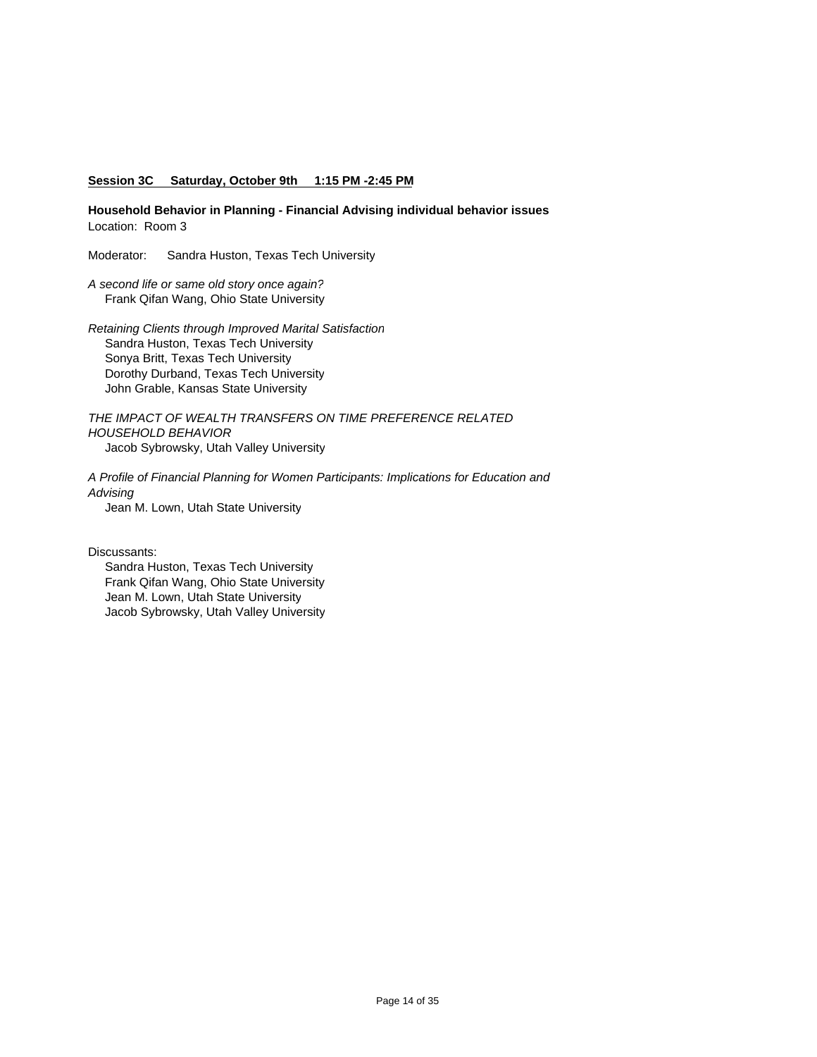**Session 3C Saturday, October 9th 1:15 PM -2:45 PM**

**Household Behavior in Planning - Financial Advising individual behavior issues**
Location: Room 3

Moderator: Sandra Huston, Texas Tech University

*A second life or same old story once again?*
Frank Qifan Wang, Ohio State University

*Retaining Clients through Improved Marital Satisfaction*
Sandra Huston, Texas Tech University
Sonya Britt, Texas Tech University
Dorothy Durband, Texas Tech University
John Grable, Kansas State University

*THE IMPACT OF WEALTH TRANSFERS ON TIME PREFERENCE RELATED HOUSEHOLD BEHAVIOR*
Jacob Sybrowsky, Utah Valley University

*A Profile of Financial Planning for Women Participants: Implications for Education and Advising*
Jean M. Lown, Utah State University

Discussants:
Sandra Huston, Texas Tech University
Frank Qifan Wang, Ohio State University
Jean M. Lown, Utah State University
Jacob Sybrowsky, Utah Valley University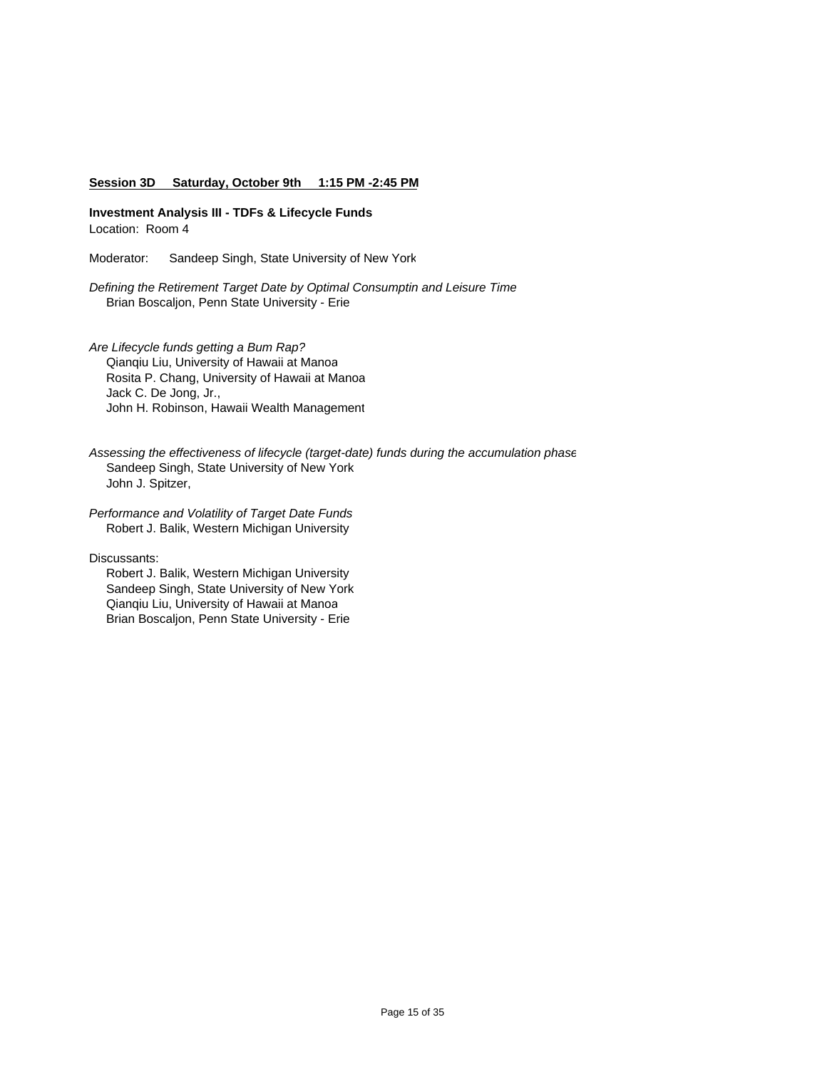**Session 3D Saturday, October 9th 1:15 PM -2:45 PM**

**Investment Analysis III - TDFs & Lifecycle Funds**
Location: Room 4

Moderator: Sandeep Singh, State University of New York

*Defining the Retirement Target Date by Optimal Consumptin and Leisure Time*
Brian Boscaljon, Penn State University - Erie

*Are Lifecycle funds getting a Bum Rap?*
Qianqiu Liu, University of Hawaii at Manoa
Rosita P. Chang, University of Hawaii at Manoa
Jack C. De Jong, Jr.,
John H. Robinson, Hawaii Wealth Management

*Assessing the effectiveness of lifecycle (target-date) funds during the accumulation phase*
Sandeep Singh, State University of New York
John J. Spitzer,

*Performance and Volatility of Target Date Funds*
Robert J. Balik, Western Michigan University

Discussants:
Robert J. Balik, Western Michigan University
Sandeep Singh, State University of New York
Qianqiu Liu, University of Hawaii at Manoa
Brian Boscaljon, Penn State University - Erie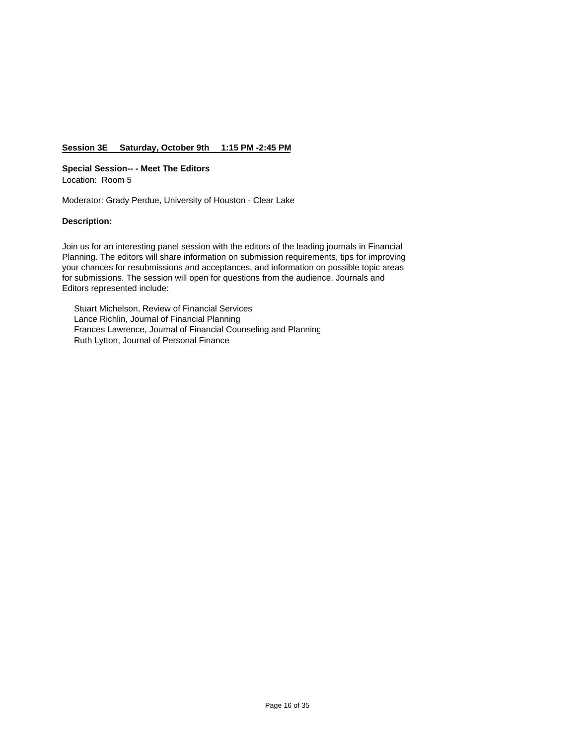**Session 3E Saturday, October 9th 1:15 PM -2:45 PM**

**Special Session-- - Meet The Editors**
Location: Room 5

Moderator: Grady Perdue, University of Houston - Clear Lake

**Description:**

Join us for an interesting panel session with the editors of the leading journals in Financial Planning. The editors will share information on submission requirements, tips for improving your chances for resubmissions and acceptances, and information on possible topic areas for submissions. The session will open for questions from the audience. Journals and Editors represented include:

Stuart Michelson, Review of Financial Services
Lance Richlin, Journal of Financial Planning
Frances Lawrence, Journal of Financial Counseling and Planning
Ruth Lytton, Journal of Personal Finance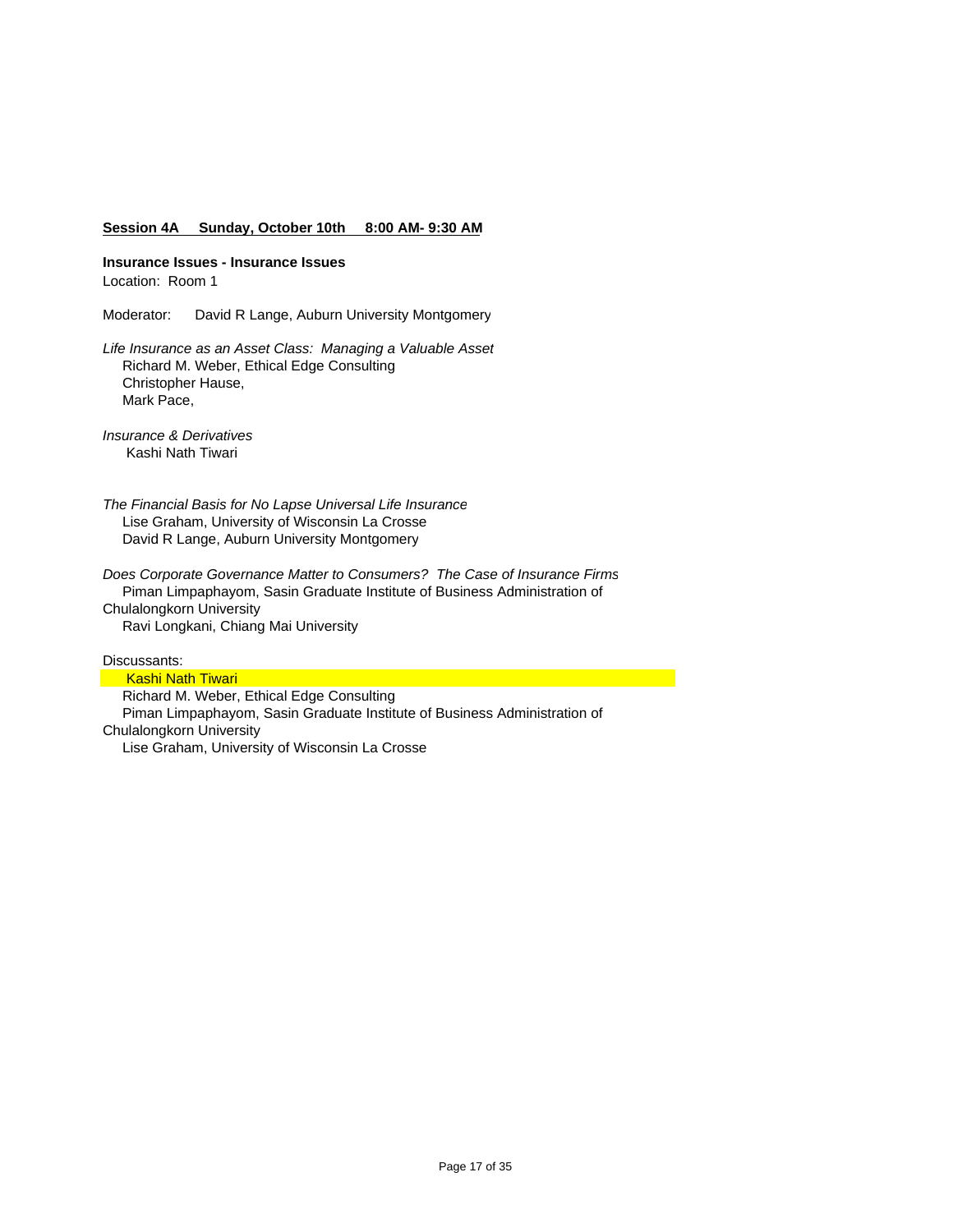**Session 4A Sunday, October 10th 8:00 AM- 9:30 AM**

**Insurance Issues - Insurance Issues**

Location: Room 1

Moderator: David R Lange, Auburn University Montgomery

*Life Insurance as an Asset Class: Managing a Valuable Asset*

Richard M. Weber, Ethical Edge Consulting
Christopher Hause,
Mark Pace,

*Insurance & Derivatives*

Kashi Nath Tiwari

*The Financial Basis for No Lapse Universal Life Insurance*

Lise Graham, University of Wisconsin La Crosse
David R Lange, Auburn University Montgomery

*Does Corporate Governance Matter to Consumers? The Case of Insurance Firms*

Piman Limpaphayom, Sasin Graduate Institute of Business Administration of Chulalongkorn University
Ravi Longkani, Chiang Mai University

Discussants:

Kashi Nath Tiwari
Richard M. Weber, Ethical Edge Consulting
Piman Limpaphayom, Sasin Graduate Institute of Business Administration of Chulalongkorn University
Lise Graham, University of Wisconsin La Crosse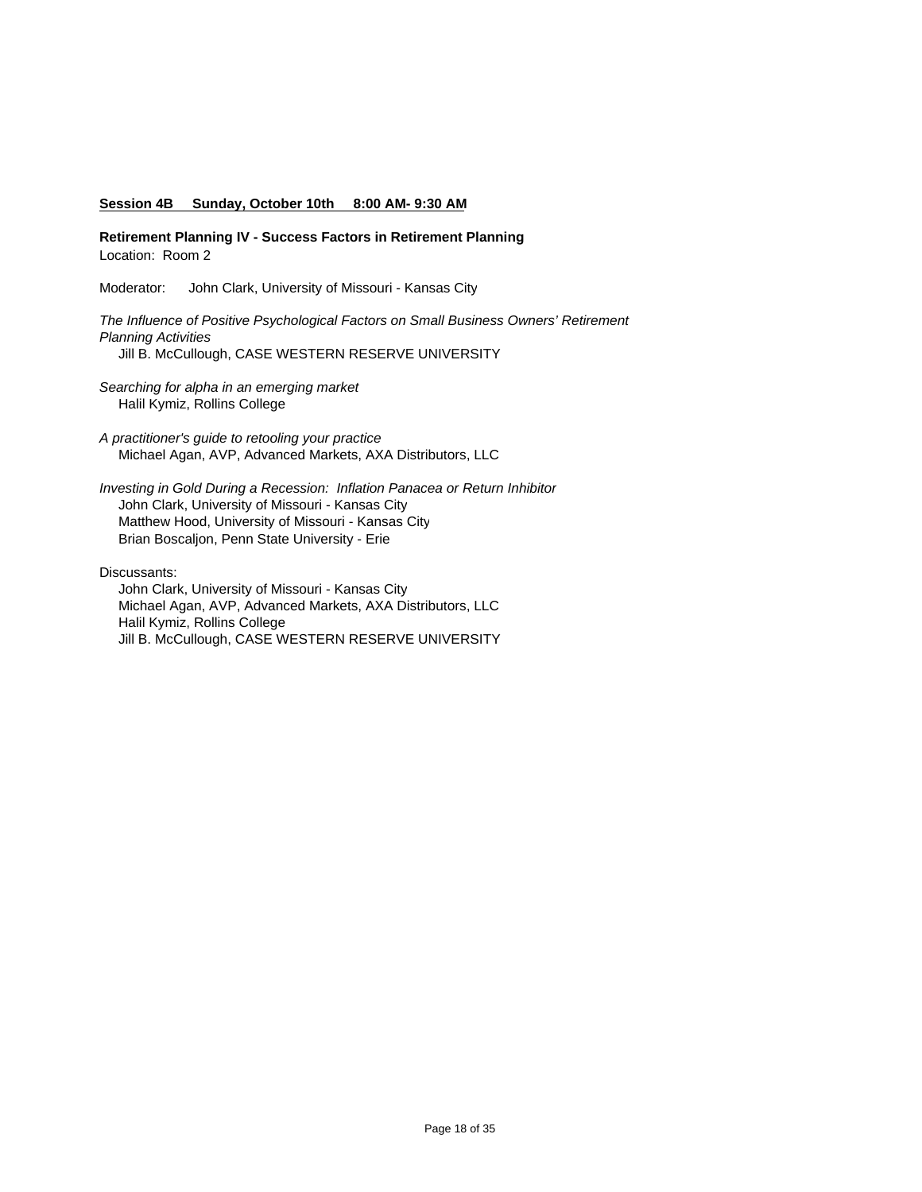**Session 4B Sunday, October 10th 8:00 AM- 9:30 AM**

**Retirement Planning IV - Success Factors in Retirement Planning**
Location: Room 2

Moderator: John Clark, University of Missouri - Kansas City

*The Influence of Positive Psychological Factors on Small Business Owners' Retirement Planning Activities*
Jill B. McCullough, CASE WESTERN RESERVE UNIVERSITY

*Searching for alpha in an emerging market*
Halil Kymiz, Rollins College

*A practitioner's guide to retooling your practice*
Michael Agan, AVP, Advanced Markets, AXA Distributors, LLC

*Investing in Gold During a Recession: Inflation Panacea or Return Inhibitor*
John Clark, University of Missouri - Kansas City
Matthew Hood, University of Missouri - Kansas City
Brian Boscaljon, Penn State University - Erie

Discussants:
John Clark, University of Missouri - Kansas City
Michael Agan, AVP, Advanced Markets, AXA Distributors, LLC
Halil Kymiz, Rollins College
Jill B. McCullough, CASE WESTERN RESERVE UNIVERSITY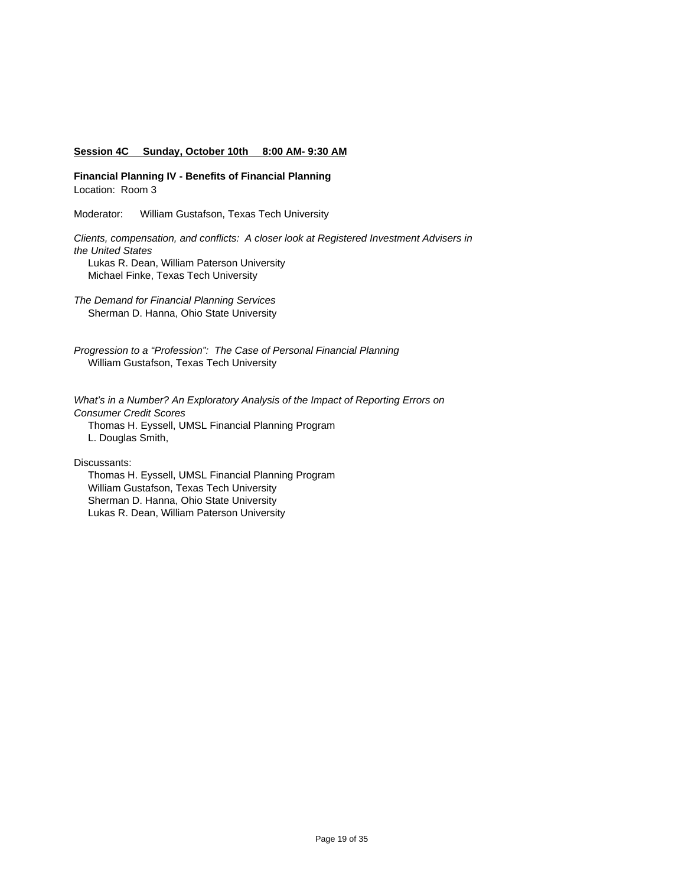**Session 4C Sunday, October 10th 8:00 AM- 9:30 AM**

**Financial Planning IV - Benefits of Financial Planning**
Location: Room 3

Moderator: William Gustafson, Texas Tech University

*Clients, compensation, and conflicts: A closer look at Registered Investment Advisers in the United States*
Lukas R. Dean, William Paterson University
Michael Finke, Texas Tech University

*The Demand for Financial Planning Services*
Sherman D. Hanna, Ohio State University

*Progression to a "Profession": The Case of Personal Financial Planning*
William Gustafson, Texas Tech University

*What's in a Number? An Exploratory Analysis of the Impact of Reporting Errors on Consumer Credit Scores*
Thomas H. Eyssell, UMSL Financial Planning Program
L. Douglas Smith,

Discussants:
Thomas H. Eyssell, UMSL Financial Planning Program
William Gustafson, Texas Tech University
Sherman D. Hanna, Ohio State University
Lukas R. Dean, William Paterson University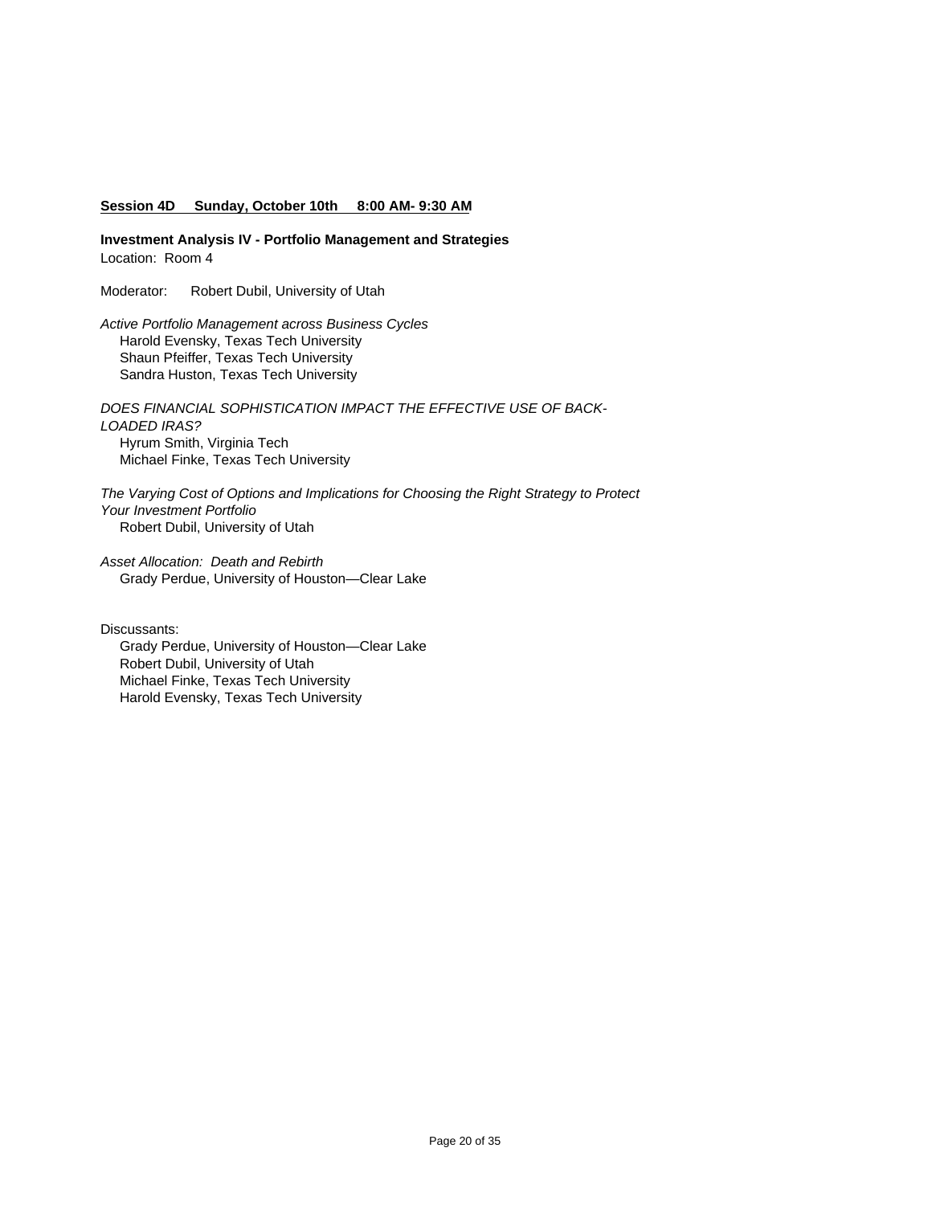**Session 4D Sunday, October 10th 8:00 AM- 9:30 AM**

**Investment Analysis IV - Portfolio Management and Strategies**
Location: Room 4

Moderator: Robert Dubil, University of Utah

*Active Portfolio Management across Business Cycles*
Harold Evensky, Texas Tech University
Shaun Pfeiffer, Texas Tech University
Sandra Huston, Texas Tech University

*DOES FINANCIAL SOPHISTICATION IMPACT THE EFFECTIVE USE OF BACK-LOADED IRAS?*
Hyrum Smith, Virginia Tech
Michael Finke, Texas Tech University

*The Varying Cost of Options and Implications for Choosing the Right Strategy to Protect Your Investment Portfolio*
Robert Dubil, University of Utah

*Asset Allocation: Death and Rebirth*
Grady Perdue, University of Houston—Clear Lake

Discussants:
Grady Perdue, University of Houston—Clear Lake
Robert Dubil, University of Utah
Michael Finke, Texas Tech University
Harold Evensky, Texas Tech University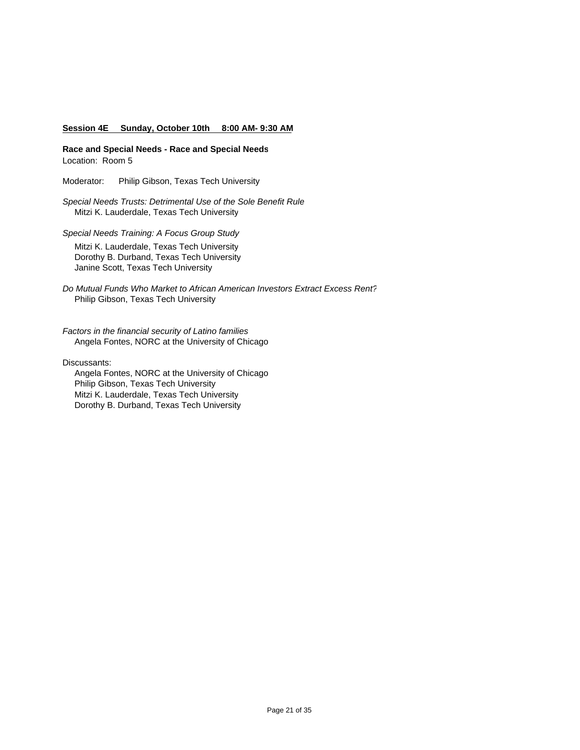**Session 4E Sunday, October 10th 8:00 AM- 9:30 AM**

**Race and Special Needs - Race and Special Needs**
Location: Room 5

Moderator: Philip Gibson, Texas Tech University

*Special Needs Trusts: Detrimental Use of the Sole Benefit Rule*
Mitzi K. Lauderdale, Texas Tech University

*Special Needs Training: A Focus Group Study*
Mitzi K. Lauderdale, Texas Tech University
Dorothy B. Durband, Texas Tech University
Janine Scott, Texas Tech University

*Do Mutual Funds Who Market to African American Investors Extract Excess Rent?*
Philip Gibson, Texas Tech University

*Factors in the financial security of Latino families*
Angela Fontes, NORC at the University of Chicago

Discussants:
Angela Fontes, NORC at the University of Chicago
Philip Gibson, Texas Tech University
Mitzi K. Lauderdale, Texas Tech University
Dorothy B. Durband, Texas Tech University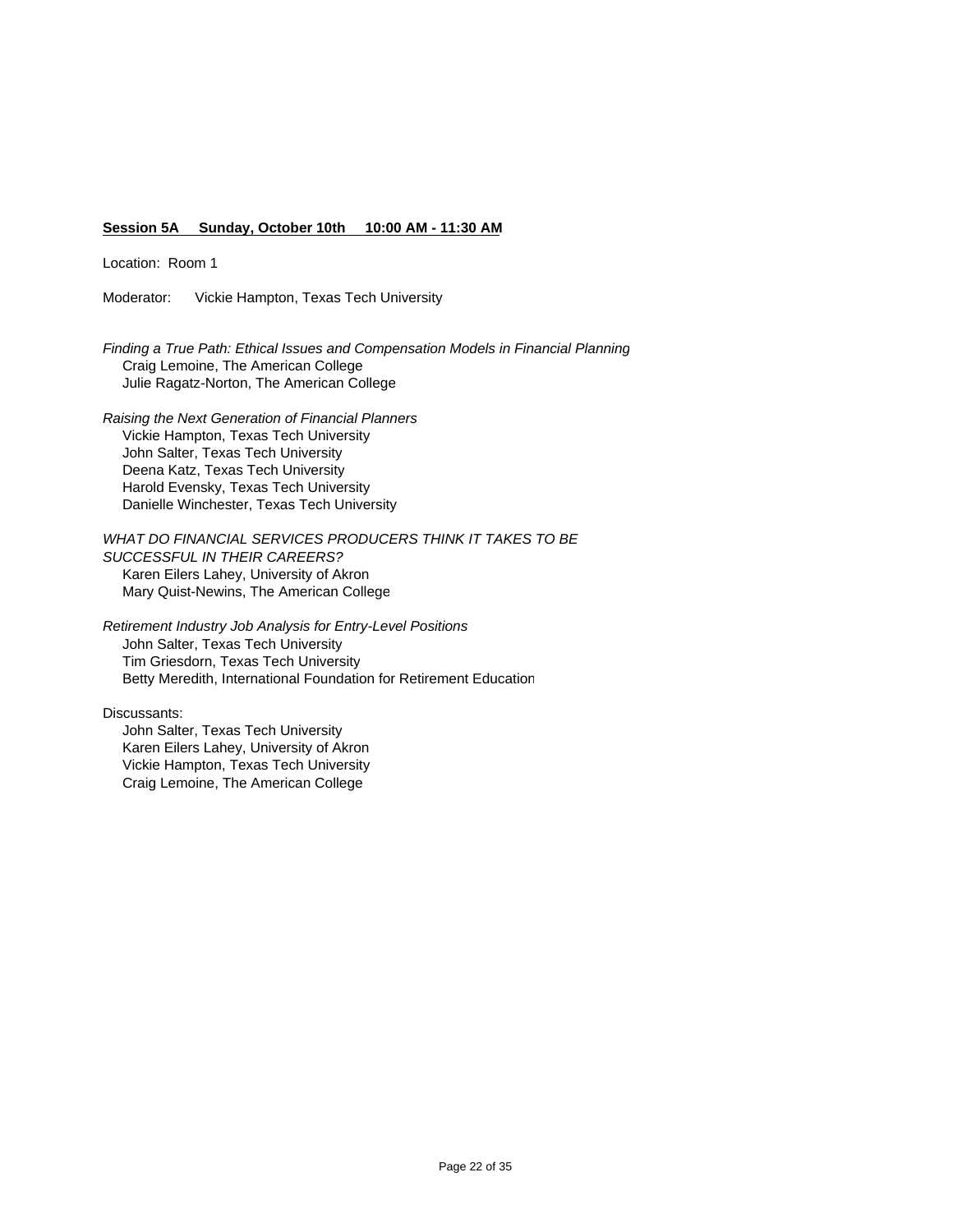**Session 5A Sunday, October 10th 10:00 AM - 11:30 AM**

Location: Room 1

Moderator: Vickie Hampton, Texas Tech University

*Finding a True Path: Ethical Issues and Compensation Models in Financial Planning*
Craig Lemoine, The American College
Julie Ragatz-Norton, The American College

*Raising the Next Generation of Financial Planners*
Vickie Hampton, Texas Tech University
John Salter, Texas Tech University
Deena Katz, Texas Tech University
Harold Evensky, Texas Tech University
Danielle Winchester, Texas Tech University

*WHAT DO FINANCIAL SERVICES PRODUCERS THINK IT TAKES TO BE SUCCESSFUL IN THEIR CAREERS?*
Karen Eilers Lahey, University of Akron
Mary Quist-Newins, The American College

*Retirement Industry Job Analysis for Entry-Level Positions*
John Salter, Texas Tech University
Tim Griesdorn, Texas Tech University
Betty Meredith, International Foundation for Retirement Education

Discussants:
John Salter, Texas Tech University
Karen Eilers Lahey, University of Akron
Vickie Hampton, Texas Tech University
Craig Lemoine, The American College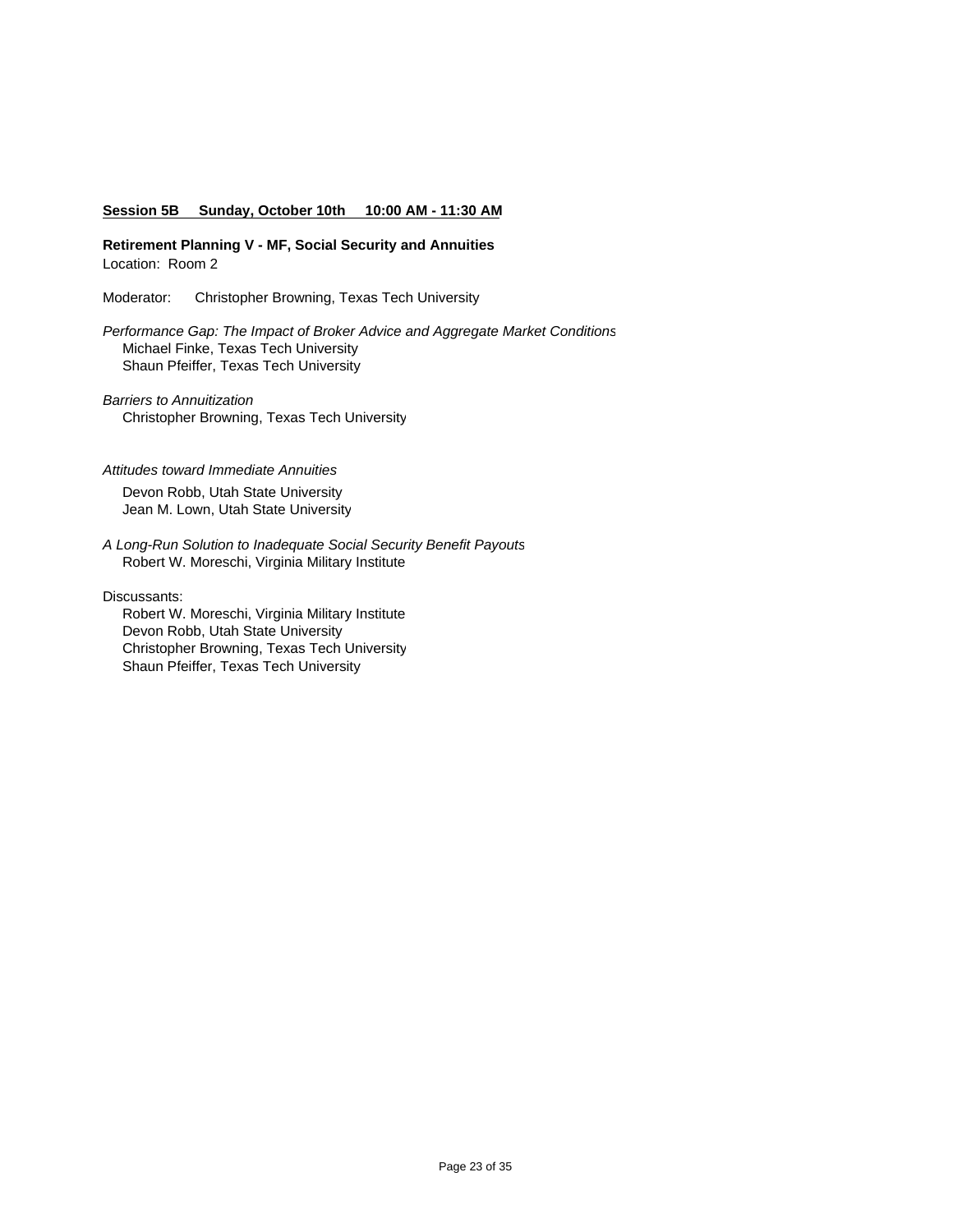**Session 5B Sunday, October 10th 10:00 AM - 11:30 AM**

**Retirement Planning V - MF, Social Security and Annuities**
Location: Room 2

Moderator: Christopher Browning, Texas Tech University

*Performance Gap: The Impact of Broker Advice and Aggregate Market Conditions*
Michael Finke, Texas Tech University
Shaun Pfeiffer, Texas Tech University

*Barriers to Annuitization*
Christopher Browning, Texas Tech University

*Attitudes toward Immediate Annuities*
Devon Robb, Utah State University
Jean M. Lown, Utah State University

*A Long-Run Solution to Inadequate Social Security Benefit Payouts*
Robert W. Moreschi, Virginia Military Institute

Discussants:
Robert W. Moreschi, Virginia Military Institute
Devon Robb, Utah State University
Christopher Browning, Texas Tech University
Shaun Pfeiffer, Texas Tech University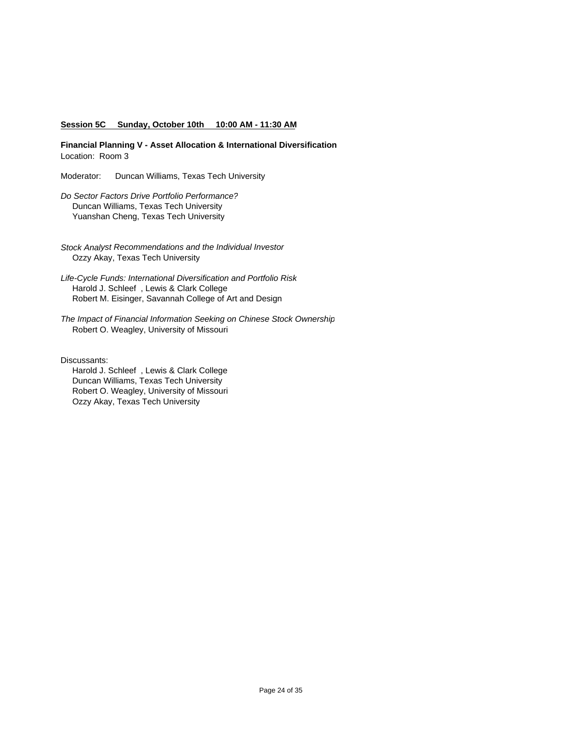**Session 5C Sunday, October 10th 10:00 AM - 11:30 AM**

**Financial Planning V - Asset Allocation & International Diversification**
Location: Room 3

Moderator: Duncan Williams, Texas Tech University

*Do Sector Factors Drive Portfolio Performance?*
Duncan Williams, Texas Tech University
Yuanshan Cheng, Texas Tech University

*Stock Analyst Recommendations and the Individual Investor*
Ozzy Akay, Texas Tech University

*Life-Cycle Funds: International Diversification and Portfolio Risk*
Harold J. Schleef , Lewis & Clark College
Robert M. Eisinger, Savannah College of Art and Design

*The Impact of Financial Information Seeking on Chinese Stock Ownership*
Robert O. Weagley, University of Missouri

Discussants:
Harold J. Schleef , Lewis & Clark College
Duncan Williams, Texas Tech University
Robert O. Weagley, University of Missouri
Ozzy Akay, Texas Tech University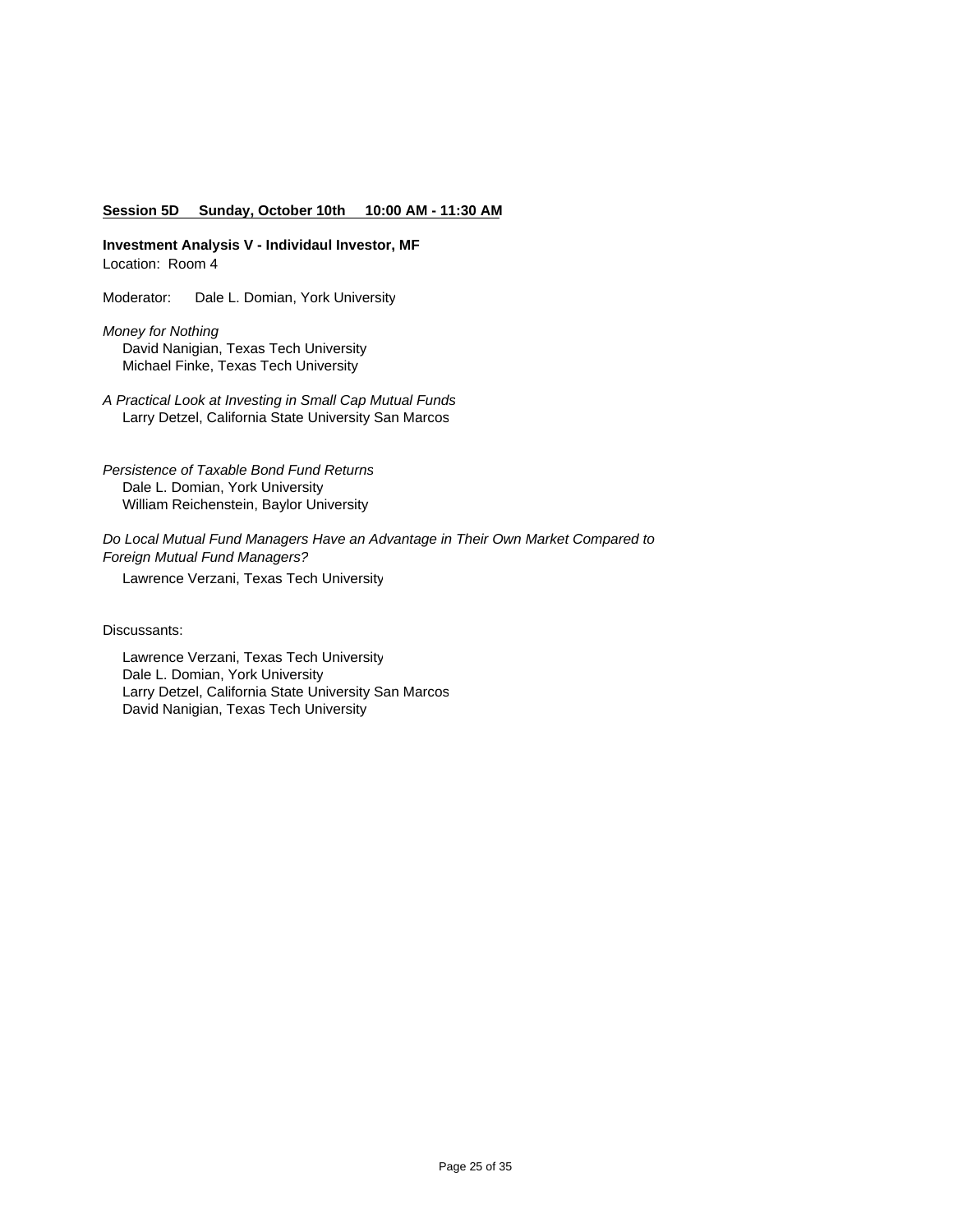**Session 5D Sunday, October 10th 10:00 AM - 11:30 AM**

**Investment Analysis V - Individaul Investor, MF**
Location: Room 4

Moderator: Dale L. Domian, York University

*Money for Nothing*
David Nanigian, Texas Tech University
Michael Finke, Texas Tech University

*A Practical Look at Investing in Small Cap Mutual Funds*
Larry Detzel, California State University San Marcos

*Persistence of Taxable Bond Fund Returns*
Dale L. Domian, York University
William Reichenstein, Baylor University

*Do Local Mutual Fund Managers Have an Advantage in Their Own Market Compared to Foreign Mutual Fund Managers?*
Lawrence Verzani, Texas Tech University

Discussants:

Lawrence Verzani, Texas Tech University
Dale L. Domian, York University
Larry Detzel, California State University San Marcos
David Nanigian, Texas Tech University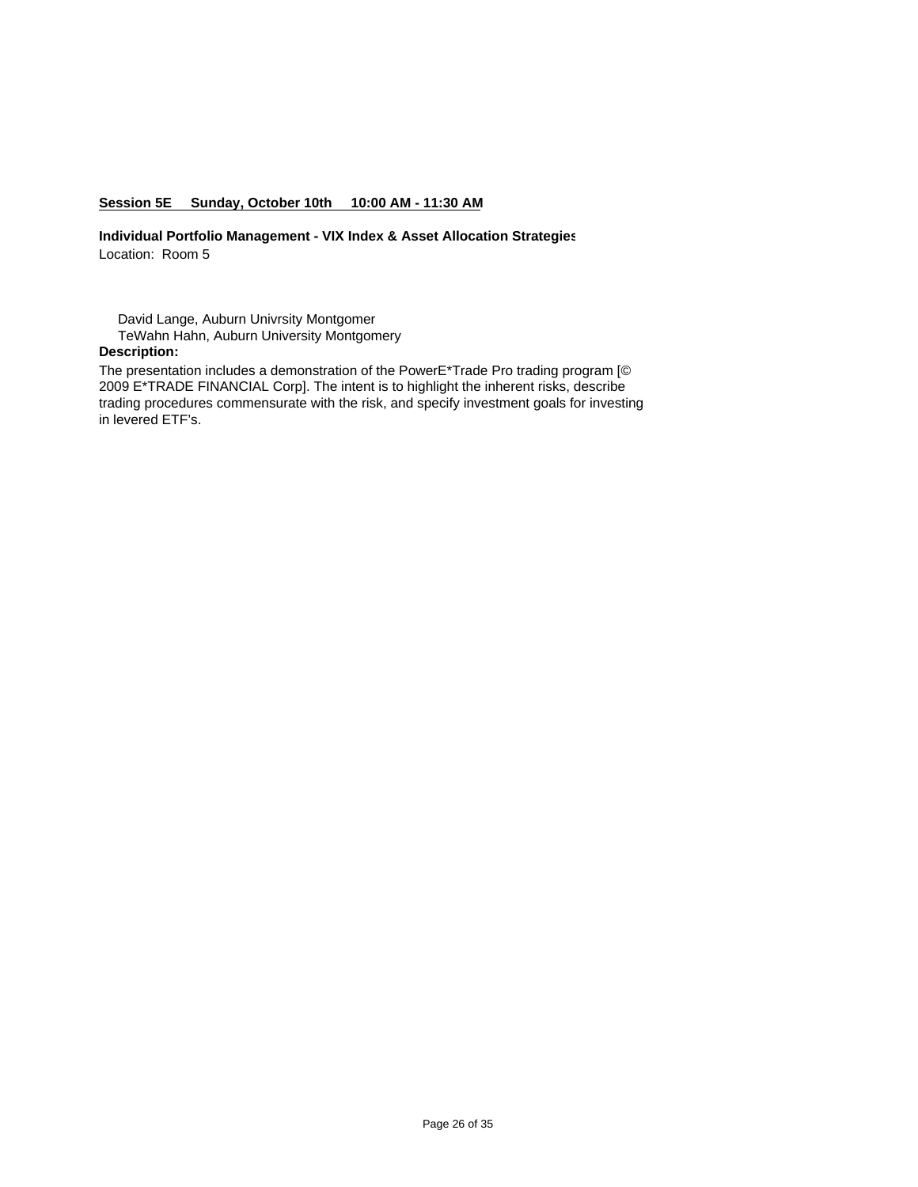**Session 5E Sunday, October 10th 10:00 AM - 11:30 AM**

**Individual Portfolio Management - VIX Index & Asset Allocation Strategies**

Location: Room 5

David Lange, Auburn Univrsity Montgomer

TeWahn Hahn, Auburn University Montgomery

**Description:**

The presentation includes a demonstration of the PowerE*Trade Pro trading program [© 2009 E*TRADE FINANCIAL Corp]. The intent is to highlight the inherent risks, describe trading procedures commensurate with the risk, and specify investment goals for investing in levered ETF's.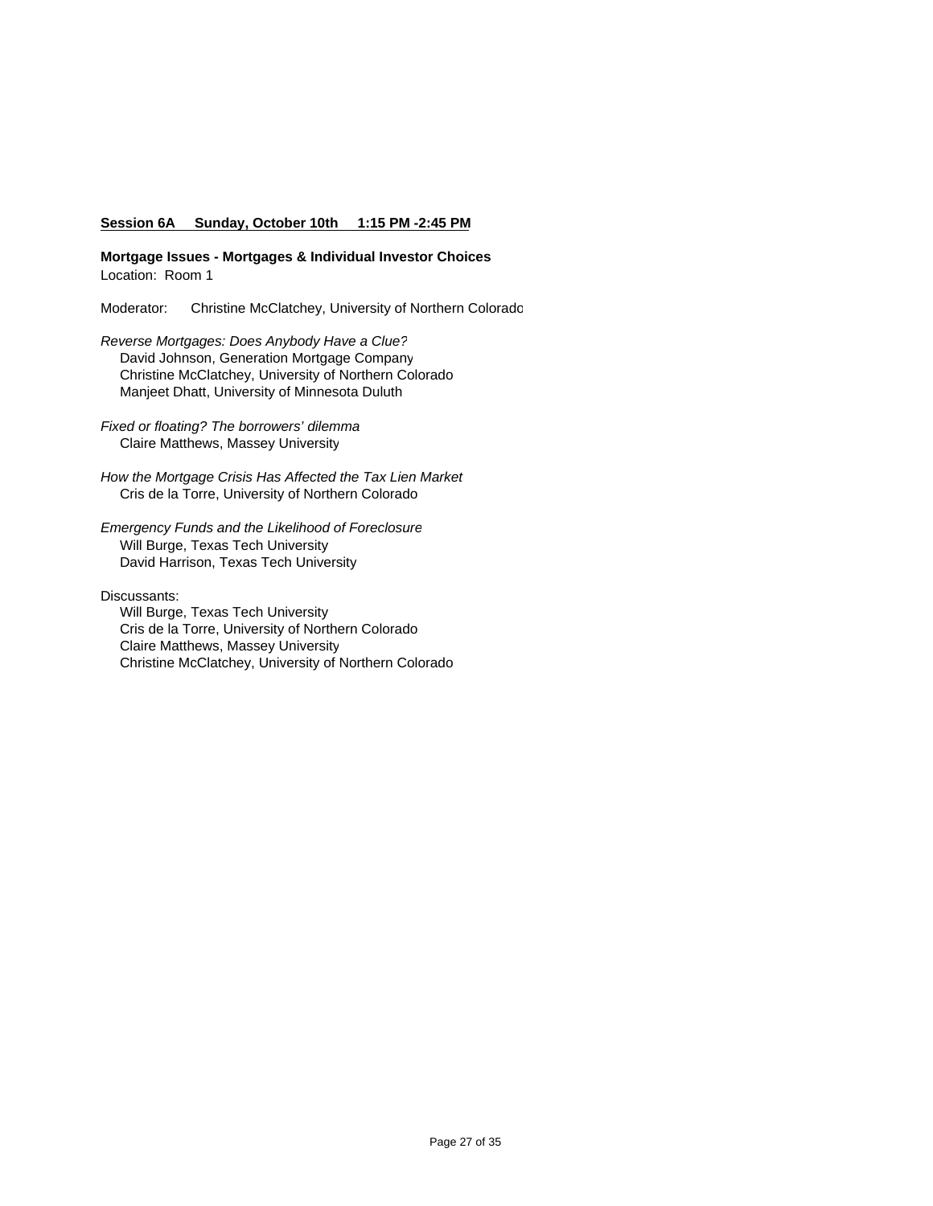**Session 6A Sunday, October 10th 1:15 PM -2:45 PM**

**Mortgage Issues - Mortgages & Individual Investor Choices**
Location: Room 1

Moderator: Christine McClatchey, University of Northern Colorado

*Reverse Mortgages: Does Anybody Have a Clue?*
David Johnson, Generation Mortgage Company
Christine McClatchey, University of Northern Colorado
Manjeet Dhatt, University of Minnesota Duluth

*Fixed or floating? The borrowers' dilemma*
Claire Matthews, Massey University

*How the Mortgage Crisis Has Affected the Tax Lien Market*
Cris de la Torre, University of Northern Colorado

*Emergency Funds and the Likelihood of Foreclosure*
Will Burge, Texas Tech University
David Harrison, Texas Tech University

Discussants:
Will Burge, Texas Tech University
Cris de la Torre, University of Northern Colorado
Claire Matthews, Massey University
Christine McClatchey, University of Northern Colorado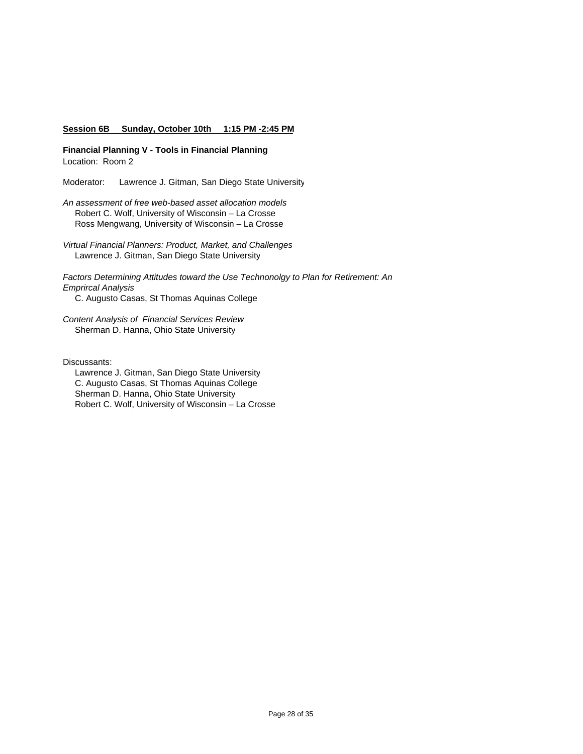**<u>Session 6B Sunday, October 10th 1:15 PM -2:45 PM</u>**

**Financial Planning V - Tools in Financial Planning**
Location: Room 2

Moderator: Lawrence J. Gitman, San Diego State University

*An assessment of free web-based asset allocation models*
Robert C. Wolf, University of Wisconsin – La Crosse
Ross Mengwang, University of Wisconsin – La Crosse

*Virtual Financial Planners: Product, Market, and Challenges*
Lawrence J. Gitman, San Diego State University

*Factors Determining Attitudes toward the Use Technonolgy to Plan for Retirement: An Emprircal Analysis*
C. Augusto Casas, St Thomas Aquinas College

*Content Analysis of Financial Services Review*
Sherman D. Hanna, Ohio State University

Discussants:
Lawrence J. Gitman, San Diego State University
C. Augusto Casas, St Thomas Aquinas College
Sherman D. Hanna, Ohio State University
Robert C. Wolf, University of Wisconsin – La Crosse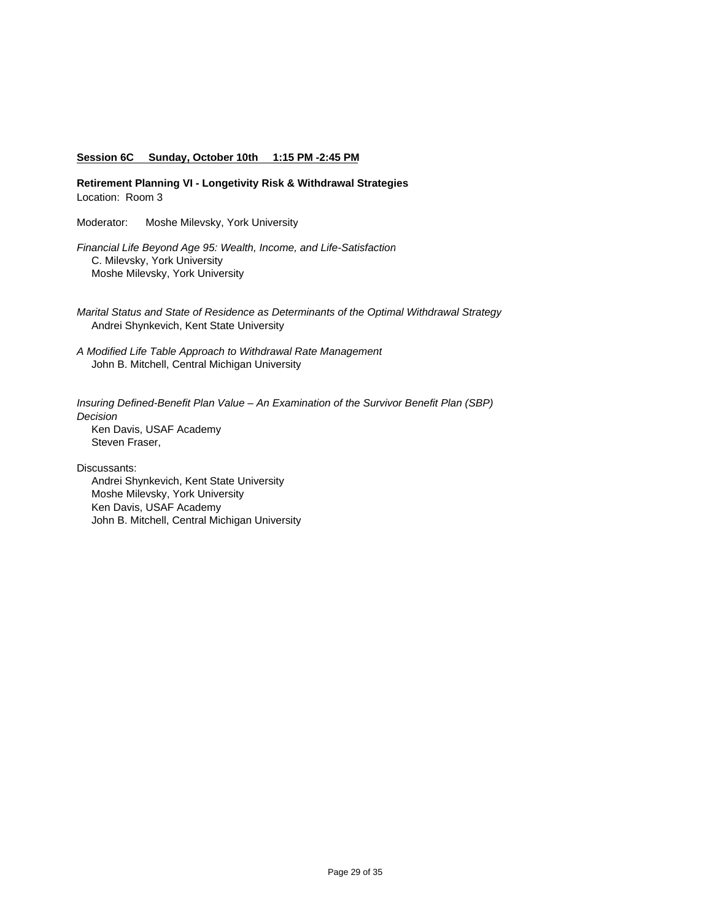**Session 6C     Sunday, October 10th     1:15 PM -2:45 PM**

**Retirement Planning VI - Longetivity Risk & Withdrawal Strategies**
Location: Room 3

Moderator: Moshe Milevsky, York University

*Financial Life Beyond Age 95: Wealth, Income, and Life-Satisfaction*
C. Milevsky, York University
Moshe Milevsky, York University

*Marital Status and State of Residence as Determinants of the Optimal Withdrawal Strategy*
Andrei Shynkevich, Kent State University

*A Modified Life Table Approach to Withdrawal Rate Management*
John B. Mitchell, Central Michigan University

*Insuring Defined-Benefit Plan Value – An Examination of the Survivor Benefit Plan (SBP) Decision*
Ken Davis, USAF Academy
Steven Fraser,

Discussants:
Andrei Shynkevich, Kent State University
Moshe Milevsky, York University
Ken Davis, USAF Academy
John B. Mitchell, Central Michigan University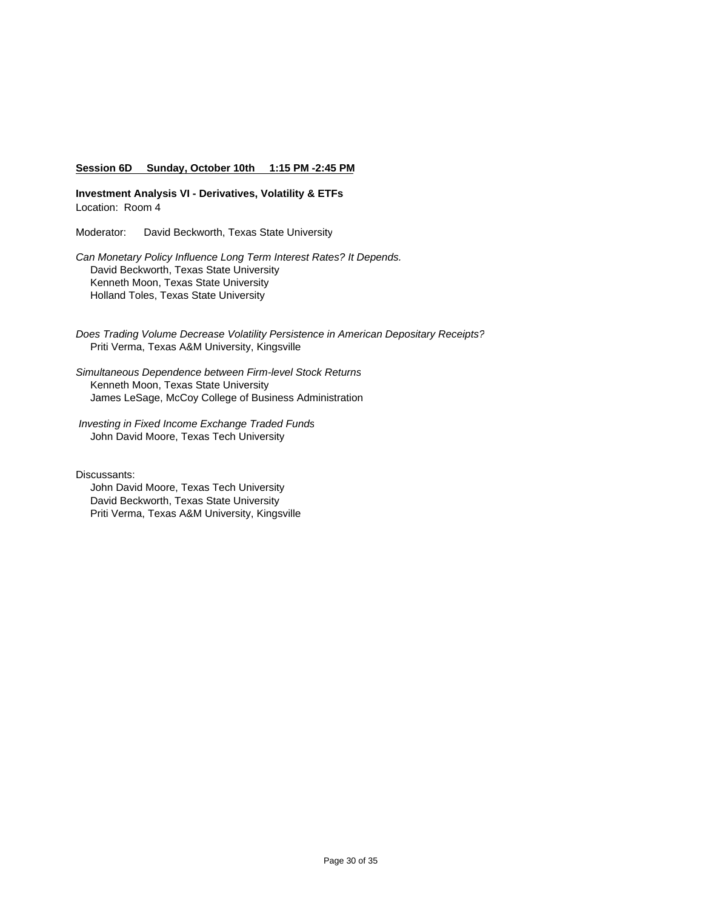**Session 6D Sunday, October 10th 1:15 PM -2:45 PM**

**Investment Analysis VI - Derivatives, Volatility & ETFs**
Location: Room 4

Moderator: David Beckworth, Texas State University

*Can Monetary Policy Influence Long Term Interest Rates? It Depends.*
David Beckworth, Texas State University
Kenneth Moon, Texas State University
Holland Toles, Texas State University

*Does Trading Volume Decrease Volatility Persistence in American Depositary Receipts?*
Priti Verma, Texas A&M University, Kingsville

*Simultaneous Dependence between Firm-level Stock Returns*
Kenneth Moon, Texas State University
James LeSage, McCoy College of Business Administration

*Investing in Fixed Income Exchange Traded Funds*
John David Moore, Texas Tech University

Discussants:
John David Moore, Texas Tech University
David Beckworth, Texas State University
Priti Verma, Texas A&M University, Kingsville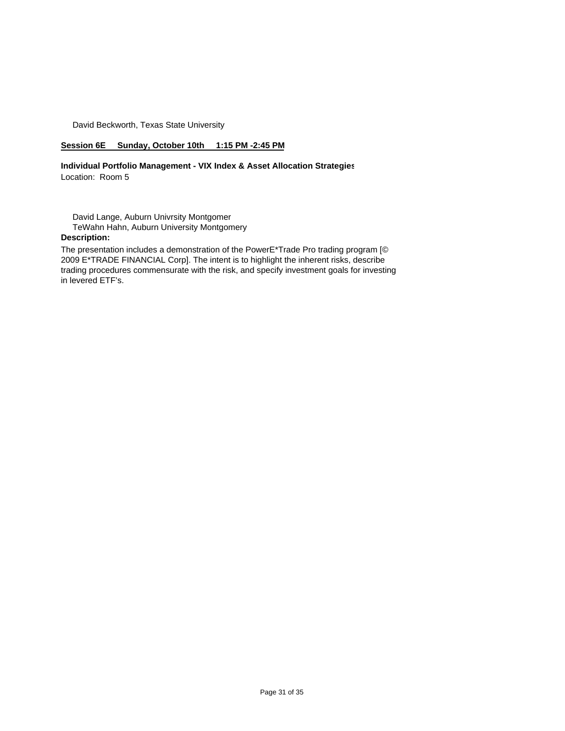David Beckworth, Texas State University

**Session 6E Sunday, October 10th 1:15 PM -2:45 PM**

**Individual Portfolio Management - VIX Index & Asset Allocation Strategies**

Location: Room 5

David Lange, Auburn Univrsity Montgomer

TeWahn Hahn, Auburn University Montgomery

**Description:**

The presentation includes a demonstration of the PowerE*Trade Pro trading program [© 2009 E*TRADE FINANCIAL Corp]. The intent is to highlight the inherent risks, describe trading procedures commensurate with the risk, and specify investment goals for investing in levered ETF's.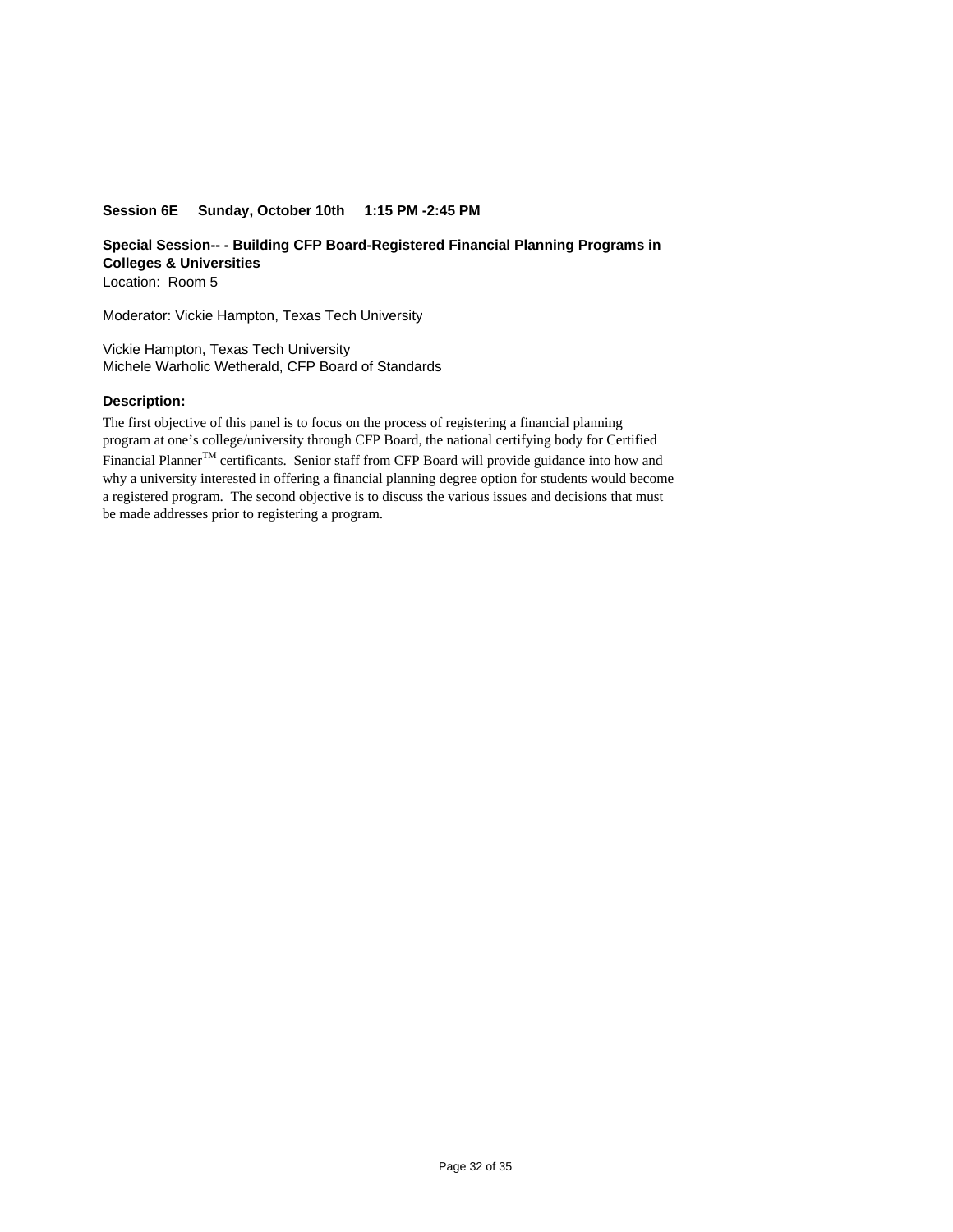**Session 6E Sunday, October 10th 1:15 PM -2:45 PM**

**Special Session-- - Building CFP Board-Registered Financial Planning Programs in Colleges & Universities**
Location: Room 5

Moderator: Vickie Hampton, Texas Tech University

Vickie Hampton, Texas Tech University
Michele Warholic Wetherald, CFP Board of Standards

**Description:**

The first objective of this panel is to focus on the process of registering a financial planning program at one's college/university through CFP Board, the national certifying body for Certified Financial Planner™ certificants. Senior staff from CFP Board will provide guidance into how and why a university interested in offering a financial planning degree option for students would become a registered program. The second objective is to discuss the various issues and decisions that must be made addresses prior to registering a program.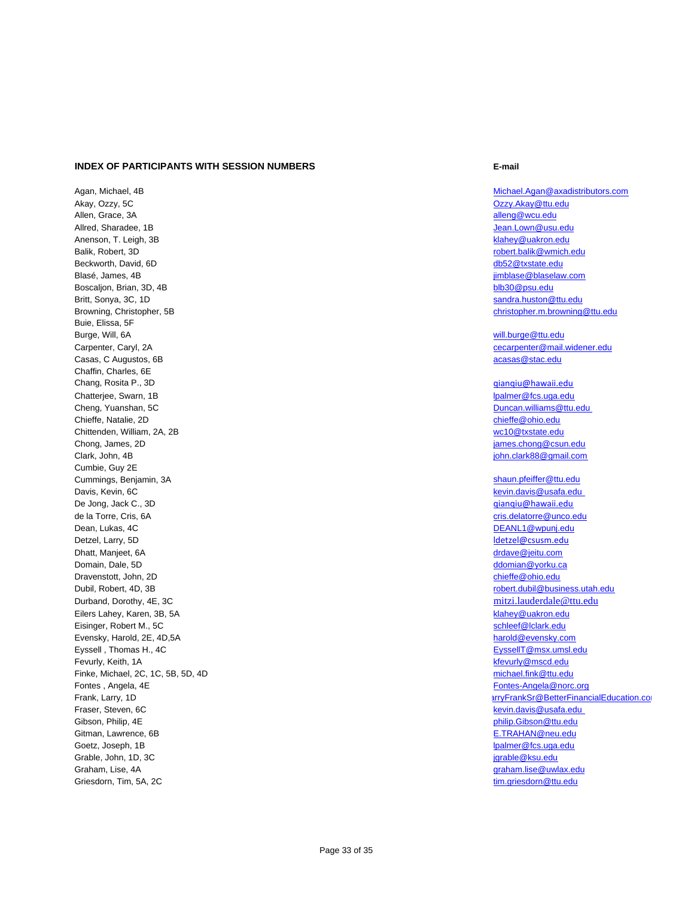| INDEX OF PARTICIPANTS WITH SESSION NUMBERS | E-mail |
|---|---|
| Agan, Michael, 4B | Michael.Agan@axadistributors.com |
| Akay, Ozzy, 5C | Ozzy.Akay@ttu.edu |
| Allen, Grace, 3A | alleng@wcu.edu |
| Allred, Sharadee, 1B | Jean.Lown@usu.edu |
| Anenson, T. Leigh, 3B | klahey@uakron.edu |
| Balik, Robert, 3D | robert.balik@wmich.edu |
| Beckworth, David, 6D | db52@txstate.edu |
| Blasé, James, 4B | jimblase@blaselaw.com |
| Boscaljon, Brian, 3D, 4B | blb30@psu.edu |
| Britt, Sonya, 3C, 1D | sandra.huston@ttu.edu |
| Browning, Christopher, 5B | christopher.m.browning@ttu.edu |
| Buie, Elissa, 5F | |
| Burge, Will, 6A | will.burge@ttu.edu |
| Carpenter, Caryl, 2A | cecarpenter@mail.widener.edu |
| Casas, C Augustos, 6B | acasas@stac.edu |
| Chaffin, Charles, 6E | |
| Chang, Rosita P., 3D | qianqiu@hawaii.edu |
| Chatterjee, Swarn, 1B | lpalmer@fcs.uga.edu |
| Cheng, Yuanshan, 5C | Duncan.williams@ttu.edu |
| Chieffe, Natalie, 2D | chieffe@ohio.edu |
| Chittenden, William, 2A, 2B | wc10@txstate.edu |
| Chong, James, 2D | james.chong@csun.edu |
| Clark, John, 4B | john.clark88@gmail.com |
| Cumbie, Guy 2E | |
| Cummings, Benjamin, 3A | shaun.pfeiffer@ttu.edu |
| Davis, Kevin, 6C | kevin.davis@usafa.edu |
| De Jong, Jack C., 3D | qianqiu@hawaii.edu |
| de la Torre, Cris, 6A | cris.delatorre@unco.edu |
| Dean, Lukas, 4C | DEANL1@wpunj.edu |
| Detzel, Larry, 5D | ldetzel@csusm.edu |
| Dhatt, Manjeet, 6A | drdave@jeitu.com |
| Domain, Dale, 5D | ddomian@yorku.ca |
| Dravenstott, John, 2D | chieffe@ohio.edu |
| Dubil, Robert, 4D, 3B | robert.dubil@business.utah.edu |
| Durband, Dorothy, 4E, 3C | mitzi.lauderdale@ttu.edu |
| Eilers Lahey, Karen, 3B, 5A | klahey@uakron.edu |
| Eisinger, Robert M., 5C | schleef@lclark.edu |
| Evensky, Harold, 2E, 4D,5A | harold@evensky.com |
| Eyssell , Thomas H., 4C | EyssellT@msx.umsl.edu |
| Fevurly, Keith, 1A | kfevurly@mscd.edu |
| Finke, Michael, 2C, 1C, 5B, 5D, 4D | michael.fink@ttu.edu |
| Fontes , Angela, 4E | Fontes-Angela@norc.org |
| Frank, Larry, 1D | arryFrankSr@BetterFinancialEducation.co |
| Fraser, Steven, 6C | kevin.davis@usafa.edu |
| Gibson, Philip, 4E | philip.Gibson@ttu.edu |
| Gitman, Lawrence, 6B | E.TRAHAN@neu.edu |
| Goetz, Joseph, 1B | lpalmer@fcs.uga.edu |
| Grable, John, 1D, 3C | jgrable@ksu.edu |
| Graham, Lise, 4A | graham.lise@uwlax.edu |
| Griesdorn, Tim, 5A, 2C | tim.griesdorn@ttu.edu |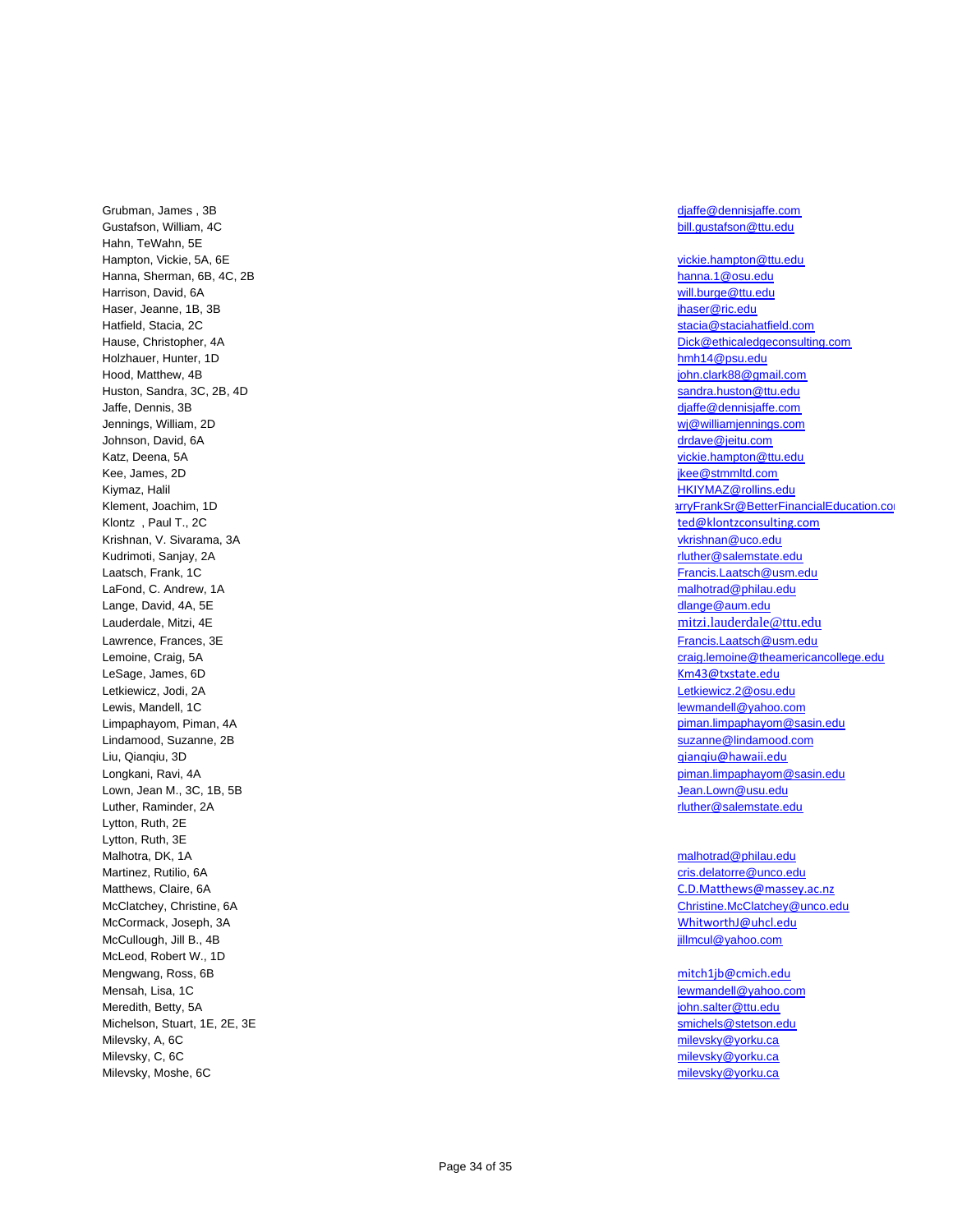| Name | Email |
|---|---|
| Grubman, James , 3B | djaffe@dennisjaffe.com |
| Gustafson, William, 4C | bill.gustafson@ttu.edu |
| Hahn, TeWahn, 5E | |
| Hampton, Vickie, 5A, 6E | vickie.hampton@ttu.edu |
| Hanna, Sherman, 6B, 4C, 2B | hanna.1@osu.edu |
| Harrison, David, 6A | will.burge@ttu.edu |
| Haser, Jeanne, 1B, 3B | jhaser@ric.edu |
| Hatfield, Stacia, 2C | stacia@staciahatfield.com |
| Hause, Christopher, 4A | Dick@ethicaledgeconsulting.com |
| Holzhauer, Hunter, 1D | hmh14@psu.edu |
| Hood, Matthew, 4B | john.clark88@gmail.com |
| Huston, Sandra, 3C, 2B, 4D | sandra.huston@ttu.edu |
| Jaffe, Dennis, 3B | djaffe@dennisjaffe.com |
| Jennings, William, 2D | wj@williamjennings.com |
| Johnson, David, 6A | drdave@jeitu.com |
| Katz, Deena, 5A | vickie.hampton@ttu.edu |
| Kee, James, 2D | jkee@stmmltd.com |
| Kiymaz, Halil | HKIYMAZ@rollins.edu |
| Klement, Joachim, 1D | arryFrankSr@BetterFinancialEducation.co |
| Klontz , Paul T., 2C | ted@klontzconsulting.com |
| Krishnan, V. Sivarama, 3A | vkrishnan@uco.edu |
| Kudrimoti, Sanjay, 2A | rluther@salemstate.edu |
| Laatsch, Frank, 1C | Francis.Laatsch@usm.edu |
| LaFond, C. Andrew, 1A | malhotrad@philau.edu |
| Lange, David, 4A, 5E | dlange@aum.edu |
| Lauderdale, Mitzi, 4E | mitzi.lauderdale@ttu.edu |
| Lawrence, Frances, 3E | Francis.Laatsch@usm.edu |
| Lemoine, Craig, 5A | craig.lemoine@theamericancollege.edu |
| LeSage, James, 6D | Km43@txstate.edu |
| Letkiewicz, Jodi, 2A | Letkiewicz.2@osu.edu |
| Lewis, Mandell, 1C | lewmandell@yahoo.com |
| Limpaphayom, Piman, 4A | piman.limpaphayom@sasin.edu |
| Lindamood, Suzanne, 2B | suzanne@lindamood.com |
| Liu, Qianqiu, 3D | qianqiu@hawaii.edu |
| Longkani, Ravi, 4A | piman.limpaphayom@sasin.edu |
| Lown, Jean M., 3C, 1B, 5B | Jean.Lown@usu.edu |
| Luther, Raminder, 2A | rluther@salemstate.edu |
| Lytton, Ruth, 2E | |
| Lytton, Ruth, 3E | |
| Malhotra, DK, 1A | malhotrad@philau.edu |
| Martinez, Rutilio, 6A | cris.delatorre@unco.edu |
| Matthews, Claire, 6A | C.D.Matthews@massey.ac.nz |
| McClatchey, Christine, 6A | Christine.McClatchey@unco.edu |
| McCormack, Joseph, 3A | WhitworthJ@uhcl.edu |
| McCullough, Jill B., 4B | jillmcul@yahoo.com |
| McLeod, Robert W., 1D | |
| Mengwang, Ross, 6B | mitch1jb@cmich.edu |
| Mensah, Lisa, 1C | lewmandell@yahoo.com |
| Meredith, Betty, 5A | john.salter@ttu.edu |
| Michelson, Stuart, 1E, 2E, 3E | smichels@stetson.edu |
| Milevsky, A, 6C | milevsky@yorku.ca |
| Milevsky, C, 6C | milevsky@yorku.ca |
| Milevsky, Moshe, 6C | milevsky@yorku.ca |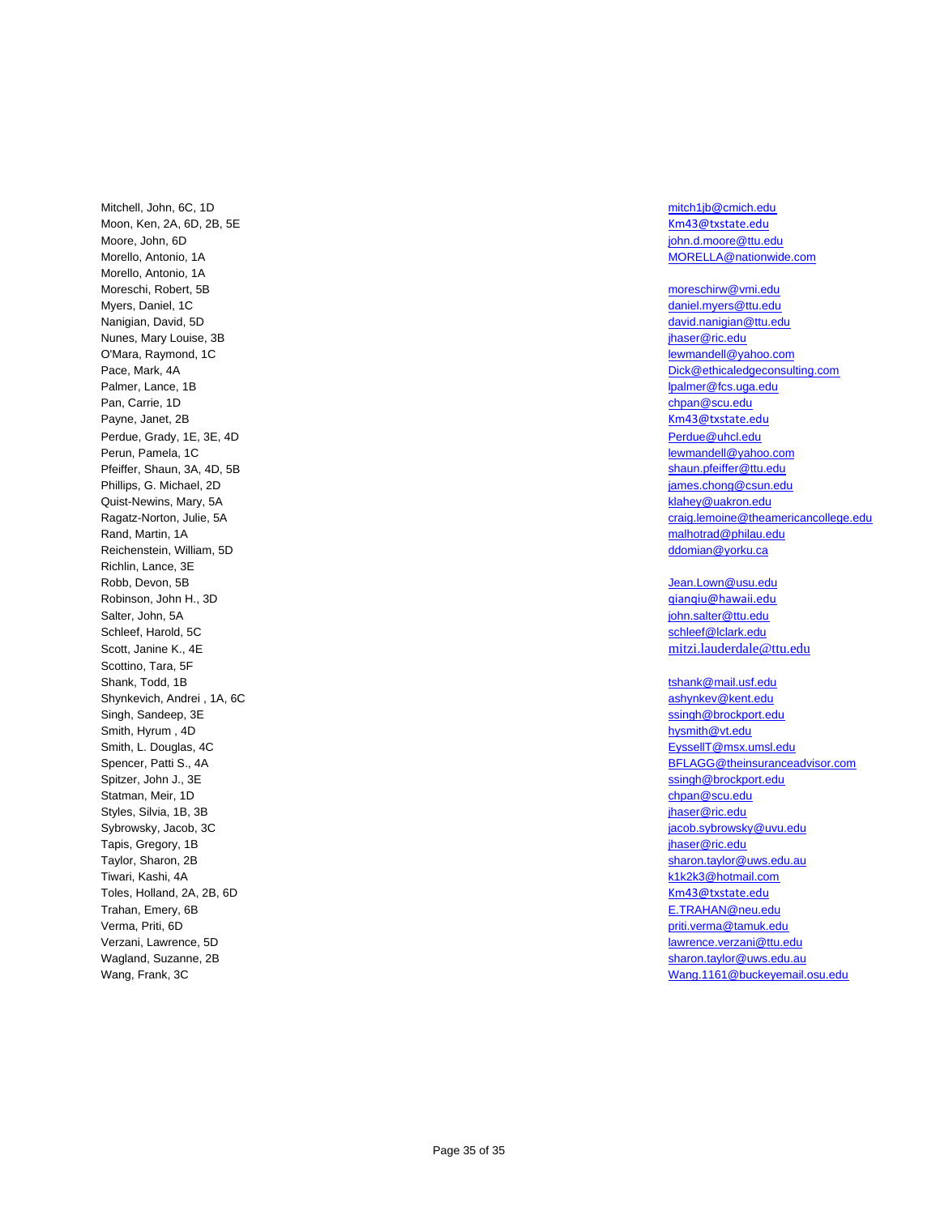| | |
|---|---|
| Mitchell, John, 6C, 1D | mitch1jb@cmich.edu |
| Moon, Ken, 2A, 6D, 2B, 5E | Km43@txstate.edu |
| Moore, John, 6D | john.d.moore@ttu.edu |
| Morello, Antonio, 1A | MORELLA@nationwide.com |
| Morello, Antonio, 1A | |
| Moreschi, Robert, 5B | moreschirw@vmi.edu |
| Myers, Daniel, 1C | daniel.myers@ttu.edu |
| Nanigian, David, 5D | david.nanigian@ttu.edu |
| Nunes, Mary Louise, 3B | jhaser@ric.edu |
| O'Mara, Raymond, 1C | lewmandell@yahoo.com |
| Pace, Mark, 4A | Dick@ethicaledgeconsulting.com |
| Palmer, Lance, 1B | lpalmer@fcs.uga.edu |
| Pan, Carrie, 1D | chpan@scu.edu |
| Payne, Janet, 2B | Km43@txstate.edu |
| Perdue, Grady, 1E, 3E, 4D | Perdue@uhcl.edu |
| Perun, Pamela, 1C | lewmandell@yahoo.com |
| Pfeiffer, Shaun, 3A, 4D, 5B | shaun.pfeiffer@ttu.edu |
| Phillips, G. Michael, 2D | james.chong@csun.edu |
| Quist-Newins, Mary, 5A | klahey@uakron.edu |
| Ragatz-Norton, Julie, 5A | craig.lemoine@theamericancollege.edu |
| Rand, Martin, 1A | malhotrad@philau.edu |
| Reichenstein, William, 5D | ddomian@yorku.ca |
| Richlin, Lance, 3E | |
| Robb, Devon, 5B | Jean.Lown@usu.edu |
| Robinson, John H., 3D | qianqiu@hawaii.edu |
| Salter, John, 5A | john.salter@ttu.edu |
| Schleef, Harold, 5C | schleef@lclark.edu |
| Scott, Janine K., 4E | mitzi.lauderdale@ttu.edu |
| Scottino, Tara, 5F | |
| Shank, Todd, 1B | tshank@mail.usf.edu |
| Shynkevich, Andrei , 1A, 6C | ashynkev@kent.edu |
| Singh, Sandeep, 3E | ssingh@brockport.edu |
| Smith, Hyrum , 4D | hysmith@vt.edu |
| Smith, L. Douglas, 4C | EyssellT@msx.umsl.edu |
| Spencer, Patti S., 4A | BFLAGG@theinsuranceadvisor.com |
| Spitzer, John J., 3E | ssingh@brockport.edu |
| Statman, Meir, 1D | chpan@scu.edu |
| Styles, Silvia, 1B, 3B | jhaser@ric.edu |
| Sybrowsky, Jacob, 3C | jacob.sybrowsky@uvu.edu |
| Tapis, Gregory, 1B | jhaser@ric.edu |
| Taylor, Sharon, 2B | sharon.taylor@uws.edu.au |
| Tiwari, Kashi, 4A | k1k2k3@hotmail.com |
| Toles, Holland, 2A, 2B, 6D | Km43@txstate.edu |
| Trahan, Emery, 6B | E.TRAHAN@neu.edu |
| Verma, Priti, 6D | priti.verma@tamuk.edu |
| Verzani, Lawrence, 5D | lawrence.verzani@ttu.edu |
| Wagland, Suzanne, 2B | sharon.taylor@uws.edu.au |
| Wang, Frank, 3C | Wang.1161@buckeyemail.osu.edu |